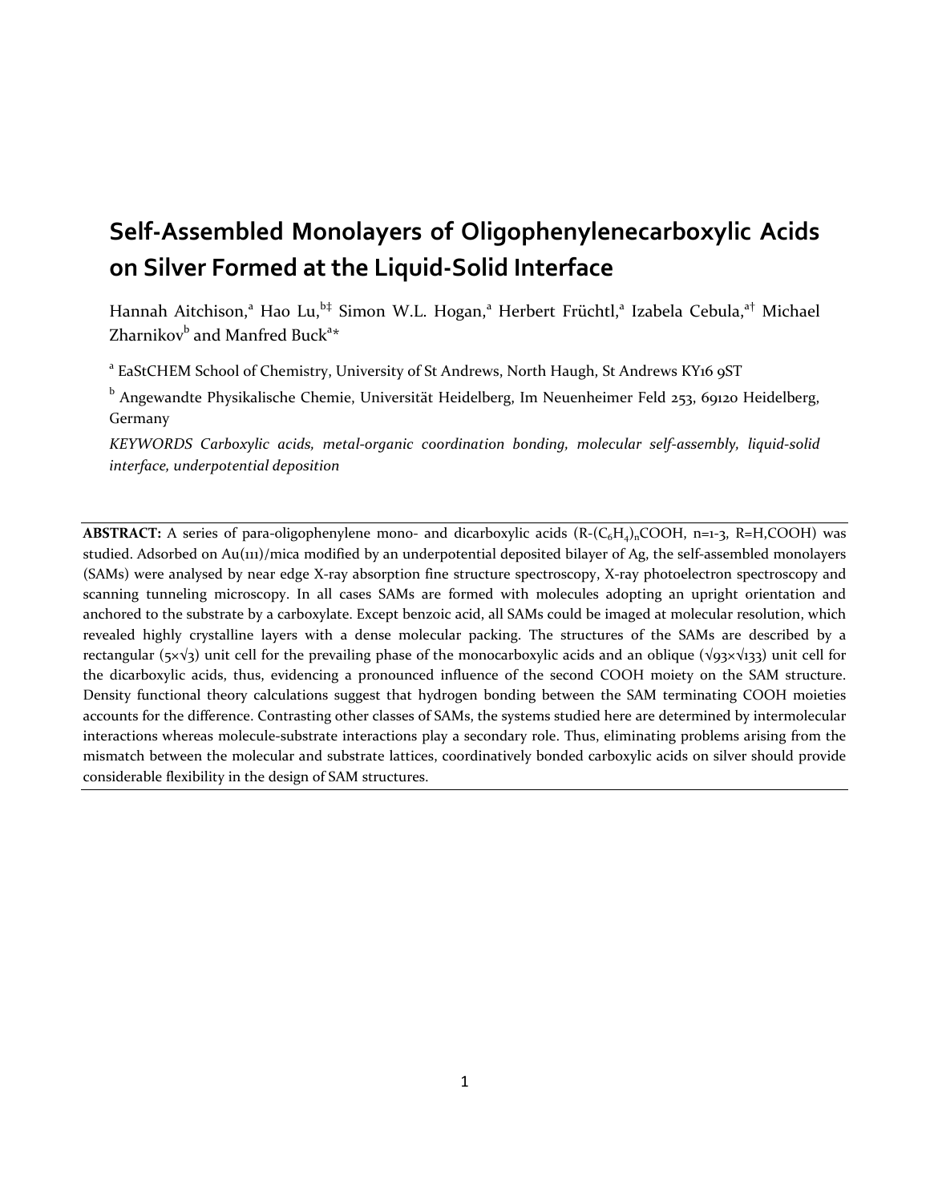# Self-Assembled Monolayers of Oligophenylenecarboxylic Acids on Silver Formed at the Liquid-Solid Interface

Hannah Aitchison,[a] Hao Lu,[b‡] Simon W.L. Hogan,[a] Herbert Früchtl,[a] Izabela Cebula,[a†] Michael Zharnikov[b] and Manfred Buck[a*]

[a] EaStCHEM School of Chemistry, University of St Andrews, North Haugh, St Andrews KY16 9ST

[b] Angewandte Physikalische Chemie, Universität Heidelberg, Im Neuenheimer Feld 253, 69120 Heidelberg, Germany

*KEYWORDS Carboxylic acids, metal-organic coordination bonding, molecular self-assembly, liquid-solid interface, underpotential deposition*

**ABSTRACT:** A series of para-oligophenylene mono- and dicarboxylic acids (R-$(C_6H_4)_n$COOH, n=1-3, R=H,COOH) was studied. Adsorbed on Au(111)/mica modified by an underpotential deposited bilayer of Ag, the self-assembled monolayers (SAMs) were analysed by near edge X-ray absorption fine structure spectroscopy, X-ray photoelectron spectroscopy and scanning tunneling microscopy. In all cases SAMs are formed with molecules adopting an upright orientation and anchored to the substrate by a carboxylate. Except benzoic acid, all SAMs could be imaged at molecular resolution, which revealed highly crystalline layers with a dense molecular packing. The structures of the SAMs are described by a rectangular ($5\times\sqrt{3}$) unit cell for the prevailing phase of the monocarboxylic acids and an oblique ($\sqrt{93}\times\sqrt{133}$) unit cell for the dicarboxylic acids, thus, evidencing a pronounced influence of the second COOH moiety on the SAM structure. Density functional theory calculations suggest that hydrogen bonding between the SAM terminating COOH moieties accounts for the difference. Contrasting other classes of SAMs, the systems studied here are determined by intermolecular interactions whereas molecule-substrate interactions play a secondary role. Thus, eliminating problems arising from the mismatch between the molecular and substrate lattices, coordinatively bonded carboxylic acids on silver should provide considerable flexibility in the design of SAM structures.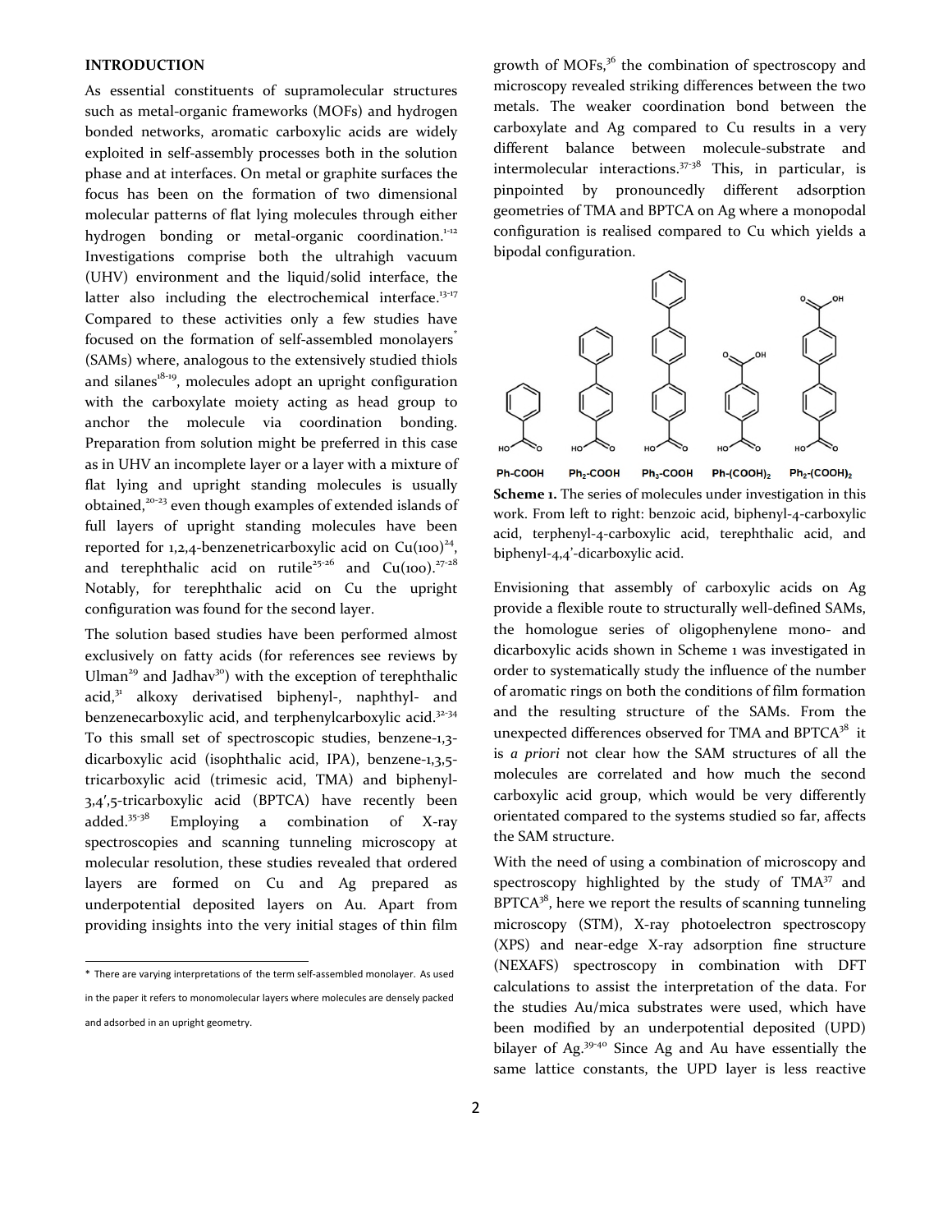## INTRODUCTION

As essential constituents of supramolecular structures such as metal-organic frameworks (MOFs) and hydrogen bonded networks, aromatic carboxylic acids are widely exploited in self-assembly processes both in the solution phase and at interfaces. On metal or graphite surfaces the focus has been on the formation of two dimensional molecular patterns of flat lying molecules through either hydrogen bonding or metal-organic coordination.[1-12] Investigations comprise both the ultrahigh vacuum (UHV) environment and the liquid/solid interface, the latter also including the electrochemical interface.[13-17] Compared to these activities only a few studies have focused on the formation of self-assembled monolayers[*] (SAMs) where, analogous to the extensively studied thiols and silanes[18-19], molecules adopt an upright configuration with the carboxylate moiety acting as head group to anchor the molecule via coordination bonding. Preparation from solution might be preferred in this case as in UHV an incomplete layer or a layer with a mixture of flat lying and upright standing molecules is usually obtained,[20-23] even though examples of extended islands of full layers of upright standing molecules have been reported for 1,2,4-benzenetricarboxylic acid on Cu(100)[24], and terephthalic acid on rutile[25-26] and Cu(100).[27-28] Notably, for terephthalic acid on Cu the upright configuration was found for the second layer.

The solution based studies have been performed almost exclusively on fatty acids (for references see reviews by Ulman[29] and Jadhav[30]) with the exception of terephthalic acid,[31] alkoxy derivatised biphenyl-, naphthyl- and benzenecarboxylic acid, and terphenylcarboxylic acid.[32-34] To this small set of spectroscopic studies, benzene-1,3-dicarboxylic acid (isophthalic acid, IPA), benzene-1,3,5-tricarboxylic acid (trimesic acid, TMA) and biphenyl-3,4′,5-tricarboxylic acid (BPTCA) have recently been added.[35-38] Employing a combination of X-ray spectroscopies and scanning tunneling microscopy at molecular resolution, these studies revealed that ordered layers are formed on Cu and Ag prepared as underpotential deposited layers on Au. Apart from providing insights into the very initial stages of thin film growth of MOFs,[36] the combination of spectroscopy and microscopy revealed striking differences between the two metals. The weaker coordination bond between the carboxylate and Ag compared to Cu results in a very different balance between molecule-substrate and intermolecular interactions.[37-38] This, in particular, is pinpointed by pronouncedly different adsorption geometries of TMA and BPTCA on Ag where a monopodal configuration is realised compared to Cu which yields a bipodal configuration.

Ph-COOH Ph$_2$-COOH Ph$_3$-COOH Ph-(COOH)$_2$ Ph$_2$-(COOH)$_2$

**Scheme 1.** The series of molecules under investigation in this work. From left to right: benzoic acid, biphenyl-4-carboxylic acid, terphenyl-4-carboxylic acid, terephthalic acid, and biphenyl-4,4'-dicarboxylic acid.

Envisioning that assembly of carboxylic acids on Ag provide a flexible route to structurally well-defined SAMs, the homologue series of oligophenylene mono- and dicarboxylic acids shown in Scheme 1 was investigated in order to systematically study the influence of the number of aromatic rings on both the conditions of film formation and the resulting structure of the SAMs. From the unexpected differences observed for TMA and BPTCA[38] it is *a priori* not clear how the SAM structures of all the molecules are correlated and how much the second carboxylic acid group, which would be very differently orientated compared to the systems studied so far, affects the SAM structure.

With the need of using a combination of microscopy and spectroscopy highlighted by the study of TMA[37] and BPTCA[38], here we report the results of scanning tunneling microscopy (STM), X-ray photoelectron spectroscopy (XPS) and near-edge X-ray adsorption fine structure (NEXAFS) spectroscopy in combination with DFT calculations to assist the interpretation of the data. For the studies Au/mica substrates were used, which have been modified by an underpotential deposited (UPD) bilayer of Ag.[39-40] Since Ag and Au have essentially the same lattice constants, the UPD layer is less reactive

* There are varying interpretations of the term self-assembled monolayer. As used in the paper it refers to monomolecular layers where molecules are densely packed and adsorbed in an upright geometry.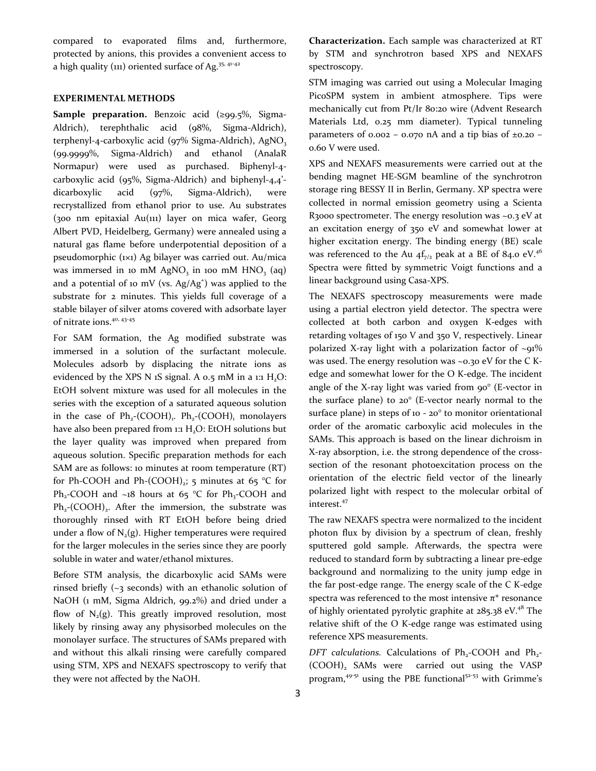compared to evaporated films and, furthermore, protected by anions, this provides a convenient access to a high quality (111) oriented surface of Ag.[35, 41-42]

## EXPERIMENTAL METHODS

**Sample preparation.** Benzoic acid (≥99.5%, Sigma-Aldrich), terephthalic acid (98%, Sigma-Aldrich), terphenyl-4-carboxylic acid (97% Sigma-Aldrich), $AgNO_3$ (99.9999%, Sigma-Aldrich) and ethanol (AnalaR Normapur) were used as purchased. Biphenyl-4-carboxylic acid (95%, Sigma-Aldrich) and biphenyl-4,4'-dicarboxylic acid (97%, Sigma-Aldrich), were recrystallized from ethanol prior to use. Au substrates (300 nm epitaxial Au(111) layer on mica wafer, Georg Albert PVD, Heidelberg, Germany) were annealed using a natural gas flame before underpotential deposition of a pseudomorphic (1×1) Ag bilayer was carried out. Au/mica was immersed in 10 mM $AgNO_3$ in 100 mM $HNO_3$ (aq) and a potential of 10 mV (vs. $Ag/Ag^+$) was applied to the substrate for 2 minutes. This yields full coverage of a stable bilayer of silver atoms covered with adsorbate layer of nitrate ions.[40, 43-45]

For SAM formation, the Ag modified substrate was immersed in a solution of the surfactant molecule. Molecules adsorb by displacing the nitrate ions as evidenced by the XPS N 1S signal. A 0.5 mM in a 1:1 $H_2O$: EtOH solvent mixture was used for all molecules in the series with the exception of a saturated aqueous solution in the case of $Ph_2$-$(COOH)_1$. $Ph_2$-$(COOH)_1$ monolayers have also been prepared from 1:1 $H_2O$: EtOH solutions but the layer quality was improved when prepared from aqueous solution. Specific preparation methods for each SAM are as follows: 10 minutes at room temperature (RT) for Ph-COOH and Ph-$(COOH)_2$; 5 minutes at 65 °C for $Ph_2$-COOH and ~18 hours at 65 °C for $Ph_3$-COOH and $Ph_2$-$(COOH)_2$. After the immersion, the substrate was thoroughly rinsed with RT EtOH before being dried under a flow of $N_2$(g). Higher temperatures were required for the larger molecules in the series since they are poorly soluble in water and water/ethanol mixtures.

Before STM analysis, the dicarboxylic acid SAMs were rinsed briefly (~3 seconds) with an ethanolic solution of NaOH (1 mM, Sigma Aldrich, 99.2%) and dried under a flow of $N_2$(g). This greatly improved resolution, most likely by rinsing away any physisorbed molecules on the monolayer surface. The structures of SAMs prepared with and without this alkali rinsing were carefully compared using STM, XPS and NEXAFS spectroscopy to verify that they were not affected by the NaOH.

**Characterization.** Each sample was characterized at RT by STM and synchrotron based XPS and NEXAFS spectroscopy.

STM imaging was carried out using a Molecular Imaging PicoSPM system in ambient atmosphere. Tips were mechanically cut from Pt/Ir 80:20 wire (Advent Research Materials Ltd, 0.25 mm diameter). Typical tunneling parameters of 0.002 – 0.070 nA and a tip bias of ±0.20 – 0.60 V were used.

XPS and NEXAFS measurements were carried out at the bending magnet HE-SGM beamline of the synchrotron storage ring BESSY II in Berlin, Germany. XP spectra were collected in normal emission geometry using a Scienta R3000 spectrometer. The energy resolution was ~0.3 eV at an excitation energy of 350 eV and somewhat lower at higher excitation energy. The binding energy (BE) scale was referenced to the Au $4f_{7/2}$ peak at a BE of 84.0 eV.[46] Spectra were fitted by symmetric Voigt functions and a linear background using Casa-XPS.

The NEXAFS spectroscopy measurements were made using a partial electron yield detector. The spectra were collected at both carbon and oxygen K-edges with retarding voltages of 150 V and 350 V, respectively. Linear polarized X-ray light with a polarization factor of ~91% was used. The energy resolution was ~0.30 eV for the C K-edge and somewhat lower for the O K-edge. The incident angle of the X-ray light was varied from 90° (E-vector in the surface plane) to 20° (E-vector nearly normal to the surface plane) in steps of 10 - 20° to monitor orientational order of the aromatic carboxylic acid molecules in the SAMs. This approach is based on the linear dichroism in X-ray absorption, i.e. the strong dependence of the cross-section of the resonant photoexcitation process on the orientation of the electric field vector of the linearly polarized light with respect to the molecular orbital of interest.[47]

The raw NEXAFS spectra were normalized to the incident photon flux by division by a spectrum of clean, freshly sputtered gold sample. Afterwards, the spectra were reduced to standard form by subtracting a linear pre-edge background and normalizing to the unity jump edge in the far post-edge range. The energy scale of the C K-edge spectra was referenced to the most intensive π* resonance of highly orientated pyrolytic graphite at 285.38 eV.[48] The relative shift of the O K-edge range was estimated using reference XPS measurements.

*DFT calculations.* Calculations of $Ph_2$-COOH and $Ph_2$-$(COOH)_2$ SAMs were carried out using the VASP program,[49-51] using the PBE functional[52-53] with Grimme's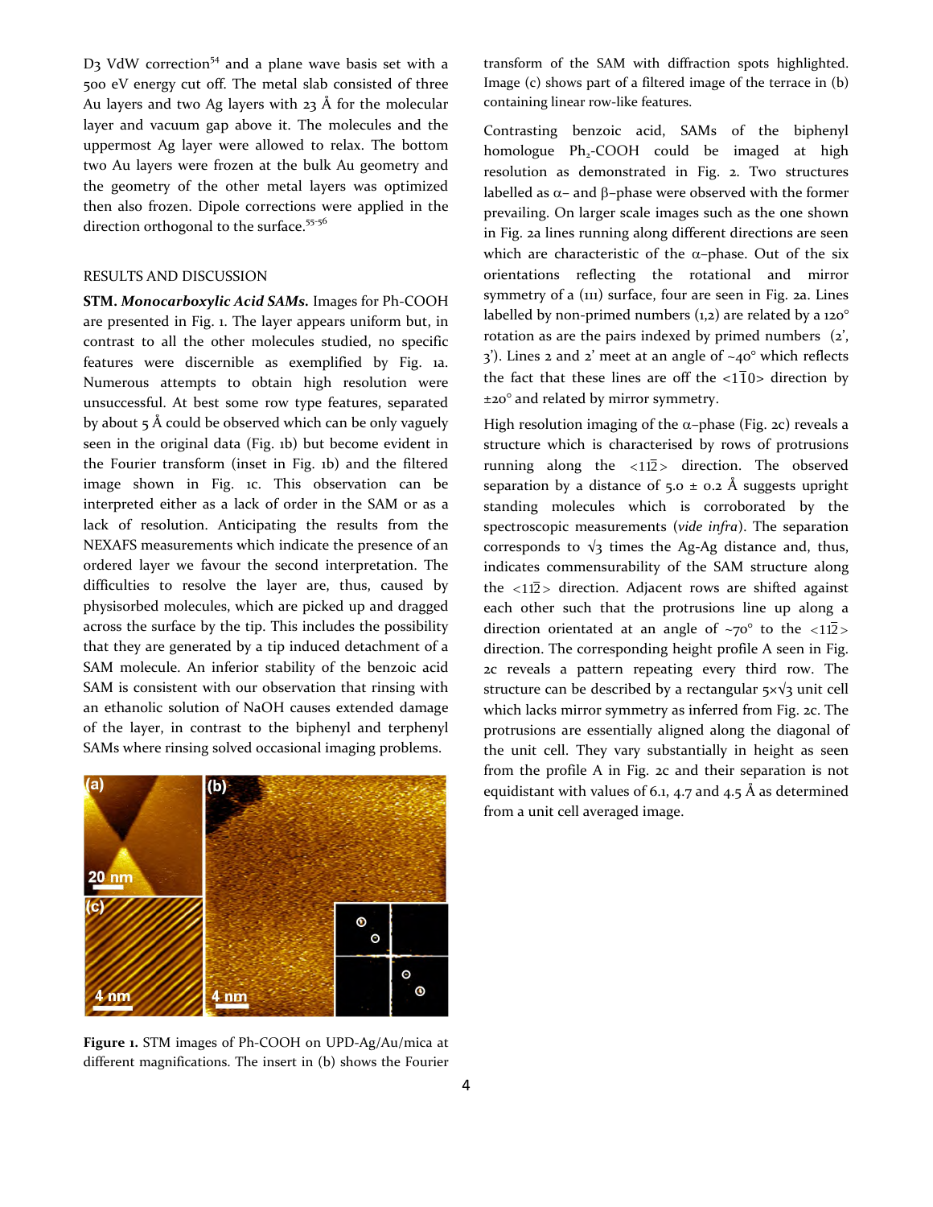D3 VdW correction[54] and a plane wave basis set with a 500 eV energy cut off. The metal slab consisted of three Au layers and two Ag layers with 23 Å for the molecular layer and vacuum gap above it. The molecules and the uppermost Ag layer were allowed to relax. The bottom two Au layers were frozen at the bulk Au geometry and the geometry of the other metal layers was optimized then also frozen. Dipole corrections were applied in the direction orthogonal to the surface.[55-56]

## RESULTS AND DISCUSSION

**STM. *Monocarboxylic Acid SAMs.*** Images for Ph-COOH are presented in Fig. 1. The layer appears uniform but, in contrast to all the other molecules studied, no specific features were discernible as exemplified by Fig. 1a. Numerous attempts to obtain high resolution were unsuccessful. At best some row type features, separated by about 5 Å could be observed which can be only vaguely seen in the original data (Fig. 1b) but become evident in the Fourier transform (inset in Fig. 1b) and the filtered image shown in Fig. 1c. This observation can be interpreted either as a lack of order in the SAM or as a lack of resolution. Anticipating the results from the NEXAFS measurements which indicate the presence of an ordered layer we favour the second interpretation. The difficulties to resolve the layer are, thus, caused by physisorbed molecules, which are picked up and dragged across the surface by the tip. This includes the possibility that they are generated by a tip induced detachment of a SAM molecule. An inferior stability of the benzoic acid SAM is consistent with our observation that rinsing with an ethanolic solution of NaOH causes extended damage of the layer, in contrast to the biphenyl and terphenyl SAMs where rinsing solved occasional imaging problems.

**Figure 1.** STM images of Ph-COOH on UPD-Ag/Au/mica at different magnifications. The insert in (b) shows the Fourier transform of the SAM with diffraction spots highlighted. Image (c) shows part of a filtered image of the terrace in (b) containing linear row-like features.

Contrasting benzoic acid, SAMs of the biphenyl homologue $Ph_2$-COOH could be imaged at high resolution as demonstrated in Fig. 2. Two structures labelled as α– and β–phase were observed with the former prevailing. On larger scale images such as the one shown in Fig. 2a lines running along different directions are seen which are characteristic of the α–phase. Out of the six orientations reflecting the rotational and mirror symmetry of a (111) surface, four are seen in Fig. 2a. Lines labelled by non-primed numbers (1,2) are related by a 120° rotation as are the pairs indexed by primed numbers (2', 3'). Lines 2 and 2' meet at an angle of ~40° which reflects the fact that these lines are off the $<1\bar{1}0>$ direction by ±20° and related by mirror symmetry.

High resolution imaging of the α–phase (Fig. 2c) reveals a structure which is characterised by rows of protrusions running along the $<11\bar{2}>$ direction. The observed separation by a distance of 5.0 ± 0.2 Å suggests upright standing molecules which is corroborated by the spectroscopic measurements (*vide infra*). The separation corresponds to √3 times the Ag-Ag distance and, thus, indicates commensurability of the SAM structure along the $<11\bar{2}>$ direction. Adjacent rows are shifted against each other such that the protrusions line up along a direction orientated at an angle of ~70° to the $<11\bar{2}>$ direction. The corresponding height profile A seen in Fig. 2c reveals a pattern repeating every third row. The structure can be described by a rectangular $5\times\sqrt{3}$ unit cell which lacks mirror symmetry as inferred from Fig. 2c. The protrusions are essentially aligned along the diagonal of the unit cell. They vary substantially in height as seen from the profile A in Fig. 2c and their separation is not equidistant with values of 6.1, 4.7 and 4.5 Å as determined from a unit cell averaged image.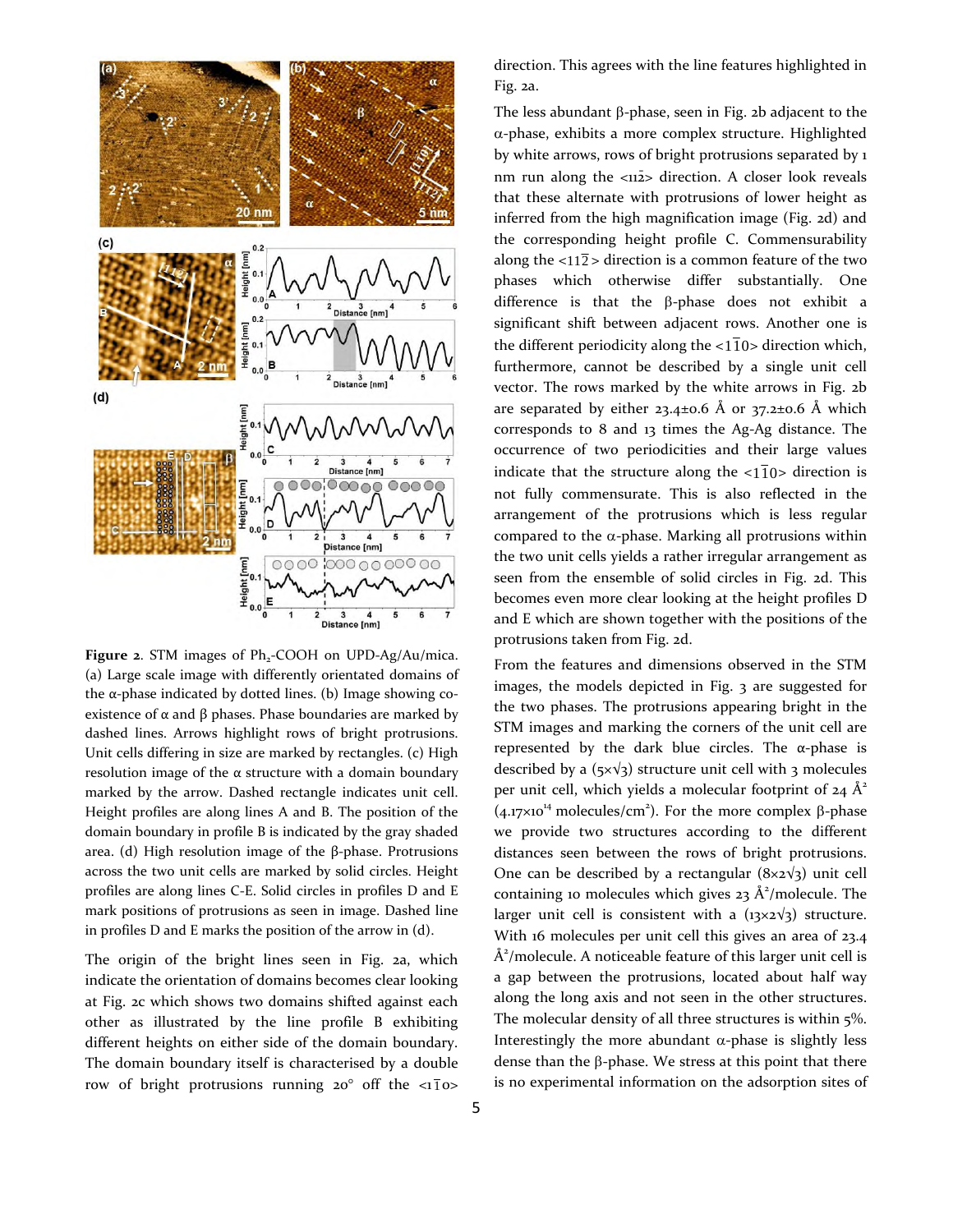**Figure 2**. STM images of $Ph_2$-COOH on UPD-Ag/Au/mica. (a) Large scale image with differently orientated domains of the α-phase indicated by dotted lines. (b) Image showing co-existence of α and β phases. Phase boundaries are marked by dashed lines. Arrows highlight rows of bright protrusions. Unit cells differing in size are marked by rectangles. (c) High resolution image of the α structure with a domain boundary marked by the arrow. Dashed rectangle indicates unit cell. Height profiles are along lines A and B. The position of the domain boundary in profile B is indicated by the gray shaded area. (d) High resolution image of the β-phase. Protrusions across the two unit cells are marked by solid circles. Height profiles are along lines C-E. Solid circles in profiles D and E mark positions of protrusions as seen in image. Dashed line in profiles D and E marks the position of the arrow in (d).

The origin of the bright lines seen in Fig. 2a, which indicate the orientation of domains becomes clear looking at Fig. 2c which shows two domains shifted against each other as illustrated by the line profile B exhibiting different heights on either side of the domain boundary. The domain boundary itself is characterised by a double row of bright protrusions running 20° off the $<1\bar{1}0>$ direction. This agrees with the line features highlighted in Fig. 2a.

The less abundant β-phase, seen in Fig. 2b adjacent to the α-phase, exhibits a more complex structure. Highlighted by white arrows, rows of bright protrusions separated by 1 nm run along the $<11\bar{2}>$ direction. A closer look reveals that these alternate with protrusions of lower height as inferred from the high magnification image (Fig. 2d) and the corresponding height profile C. Commensurability along the $<11\bar{2}>$ direction is a common feature of the two phases which otherwise differ substantially. One difference is that the β-phase does not exhibit a significant shift between adjacent rows. Another one is the different periodicity along the $<1\bar{1}0>$ direction which, furthermore, cannot be described by a single unit cell vector. The rows marked by the white arrows in Fig. 2b are separated by either 23.4±0.6 Å or 37.2±0.6 Å which corresponds to 8 and 13 times the Ag-Ag distance. The occurrence of two periodicities and their large values indicate that the structure along the $<1\bar{1}0>$ direction is not fully commensurate. This is also reflected in the arrangement of the protrusions which is less regular compared to the α-phase. Marking all protrusions within the two unit cells yields a rather irregular arrangement as seen from the ensemble of solid circles in Fig. 2d. This becomes even more clear looking at the height profiles D and E which are shown together with the positions of the protrusions taken from Fig. 2d.

From the features and dimensions observed in the STM images, the models depicted in Fig. 3 are suggested for the two phases. The protrusions appearing bright in the STM images and marking the corners of the unit cell are represented by the dark blue circles. The α-phase is described by a $(5\times\sqrt{3})$ structure unit cell with 3 molecules per unit cell, which yields a molecular footprint of 24 $Å^2$ ($4.17\times10^{14}$ molecules/$cm^2$). For the more complex β-phase we provide two structures according to the different distances seen between the rows of bright protrusions. One can be described by a rectangular $(8\times2\sqrt{3})$ unit cell containing 10 molecules which gives 23 $Å^2$/molecule. The larger unit cell is consistent with a $(13\times2\sqrt{3})$ structure. With 16 molecules per unit cell this gives an area of 23.4 $Å^2$/molecule. A noticeable feature of this larger unit cell is a gap between the protrusions, located about half way along the long axis and not seen in the other structures. The molecular density of all three structures is within 5%. Interestingly the more abundant α-phase is slightly less dense than the β-phase. We stress at this point that there is no experimental information on the adsorption sites of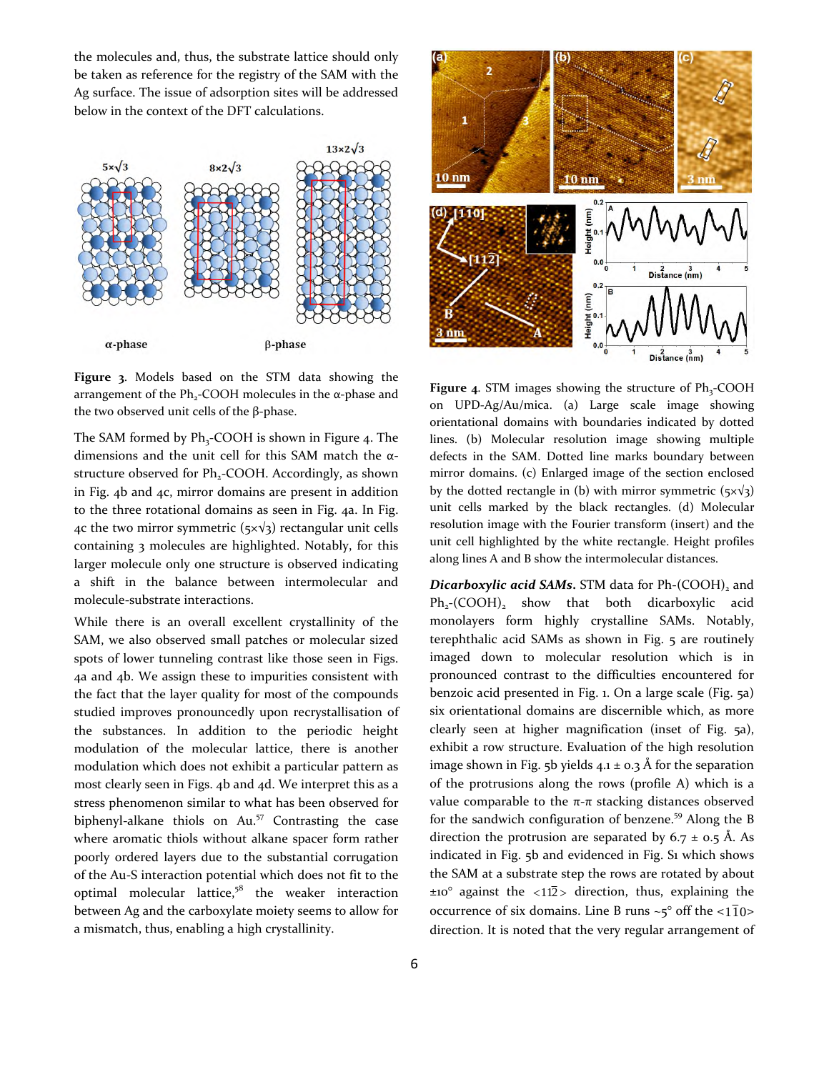the molecules and, thus, the substrate lattice should only be taken as reference for the registry of the SAM with the Ag surface. The issue of adsorption sites will be addressed below in the context of the DFT calculations.

**Figure 3**. Models based on the STM data showing the arrangement of the $Ph_2$-COOH molecules in the α-phase and the two observed unit cells of the β-phase.

The SAM formed by $Ph_3$-COOH is shown in Figure 4. The dimensions and the unit cell for this SAM match the α-structure observed for $Ph_2$-COOH. Accordingly, as shown in Fig. 4b and 4c, mirror domains are present in addition to the three rotational domains as seen in Fig. 4a. In Fig. 4c the two mirror symmetric ($5\times\sqrt{3}$) rectangular unit cells containing 3 molecules are highlighted. Notably, for this larger molecule only one structure is observed indicating a shift in the balance between intermolecular and molecule-substrate interactions.

While there is an overall excellent crystallinity of the SAM, we also observed small patches or molecular sized spots of lower tunneling contrast like those seen in Figs. 4a and 4b. We assign these to impurities consistent with the fact that the layer quality for most of the compounds studied improves pronouncedly upon recrystallisation of the substances. In addition to the periodic height modulation of the molecular lattice, there is another modulation which does not exhibit a particular pattern as most clearly seen in Figs. 4b and 4d. We interpret this as a stress phenomenon similar to what has been observed for biphenyl-alkane thiols on Au.[57] Contrasting the case where aromatic thiols without alkane spacer form rather poorly ordered layers due to the substantial corrugation of the Au-S interaction potential which does not fit to the optimal molecular lattice,[58] the weaker interaction between Ag and the carboxylate moiety seems to allow for a mismatch, thus, enabling a high crystallinity.

**Figure 4**. STM images showing the structure of $Ph_3$-COOH on UPD-Ag/Au/mica. (a) Large scale image showing orientational domains with boundaries indicated by dotted lines. (b) Molecular resolution image showing multiple defects in the SAM. Dotted line marks boundary between mirror domains. (c) Enlarged image of the section enclosed by the dotted rectangle in (b) with mirror symmetric ($5\times\sqrt{3}$) unit cells marked by the black rectangles. (d) Molecular resolution image with the Fourier transform (insert) and the unit cell highlighted by the white rectangle. Height profiles along lines A and B show the intermolecular distances.

***Dicarboxylic acid SAMs.*** STM data for Ph-$(COOH)_2$ and $Ph_2$-$(COOH)_2$ show that both dicarboxylic acid monolayers form highly crystalline SAMs. Notably, terephthalic acid SAMs as shown in Fig. 5 are routinely imaged down to molecular resolution which is in pronounced contrast to the difficulties encountered for benzoic acid presented in Fig. 1. On a large scale (Fig. 5a) six orientational domains are discernible which, as more clearly seen at higher magnification (inset of Fig. 5a), exhibit a row structure. Evaluation of the high resolution image shown in Fig. 5b yields 4.1 ± 0.3 Å for the separation of the protrusions along the rows (profile A) which is a value comparable to the π-π stacking distances observed for the sandwich configuration of benzene.[59] Along the B direction the protrusion are separated by 6.7 ± 0.5 Å. As indicated in Fig. 5b and evidenced in Fig. S1 which shows the SAM at a substrate step the rows are rotated by about ±10° against the $<11\bar{2}>$ direction, thus, explaining the occurrence of six domains. Line B runs ~5° off the $<1\bar{1}0>$ direction. It is noted that the very regular arrangement of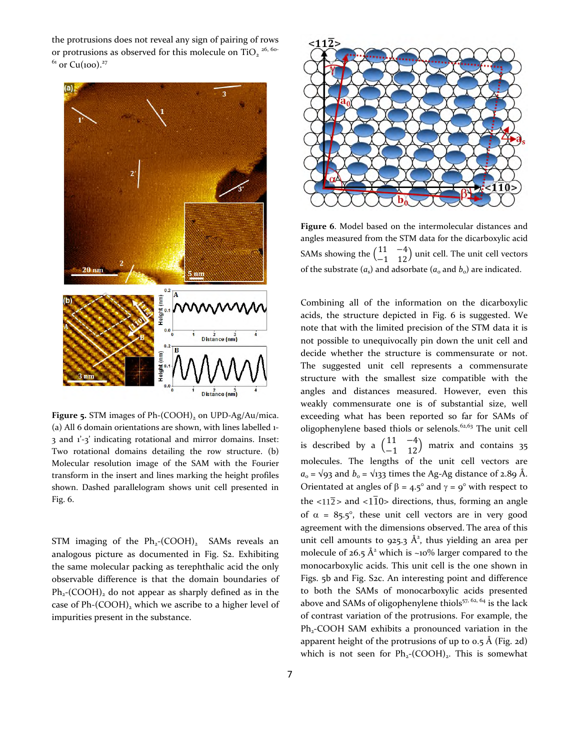the protrusions does not reveal any sign of pairing of rows or protrusions as observed for this molecule on $TiO_2$ [26, 60-61] or Cu(100).[27]

**Figure 5.** STM images of Ph-$(COOH)_2$ on UPD-Ag/Au/mica. (a) All 6 domain orientations are shown, with lines labelled 1-3 and 1'-3' indicating rotational and mirror domains. Inset: Two rotational domains detailing the row structure. (b) Molecular resolution image of the SAM with the Fourier transform in the insert and lines marking the height profiles shown. Dashed parallelogram shows unit cell presented in Fig. 6.

STM imaging of the $Ph_2$-$(COOH)_2$ SAMs reveals an analogous picture as documented in Fig. S2. Exhibiting the same molecular packing as terephthalic acid the only observable difference is that the domain boundaries of $Ph_2$-$(COOH)_2$ do not appear as sharply defined as in the case of Ph-$(COOH)_2$ which we ascribe to a higher level of impurities present in the substance.

**Figure 6**. Model based on the intermolecular distances and angles measured from the STM data for the dicarboxylic acid SAMs showing the $\begin{pmatrix} 11 & -4 \\ -1 & 12 \end{pmatrix}$ unit cell. The unit cell vectors of the substrate ($a_s$) and adsorbate ($a_o$ and $b_o$) are indicated.

Combining all of the information on the dicarboxylic acids, the structure depicted in Fig. 6 is suggested. We note that with the limited precision of the STM data it is not possible to unequivocally pin down the unit cell and decide whether the structure is commensurate or not. The suggested unit cell represents a commensurate structure with the smallest size compatible with the angles and distances measured. However, even this weakly commensurate one is of substantial size, well exceeding what has been reported so far for SAMs of oligophenylene based thiols or selenols.[62,63] The unit cell is described by a $\begin{pmatrix} 11 & -4 \\ -1 & 12 \end{pmatrix}$ matrix and contains 35 molecules. The lengths of the unit cell vectors are $a_o = \sqrt{93}$ and $b_o = \sqrt{133}$ times the Ag-Ag distance of 2.89 Å. Orientated at angles of $\beta = 4.5°$ and $\gamma = 9°$ with respect to the $<11\bar{2}>$ and $<1\bar{1}0>$ directions, thus, forming an angle of $\alpha = 85.5°$, these unit cell vectors are in very good agreement with the dimensions observed. The area of this unit cell amounts to 925.3 Å$^2$, thus yielding an area per molecule of 26.5 Å$^2$ which is ~10% larger compared to the monocarboxylic acids. This unit cell is the one shown in Figs. 5b and Fig. S2c. An interesting point and difference to both the SAMs of monocarboxylic acids presented above and SAMs of oligophenylene thiols[57, 62, 64] is the lack of contrast variation of the protrusions. For example, the $Ph_2$-COOH SAM exhibits a pronounced variation in the apparent height of the protrusions of up to 0.5 Å (Fig. 2d) which is not seen for $Ph_2$-$(COOH)_2$. This is somewhat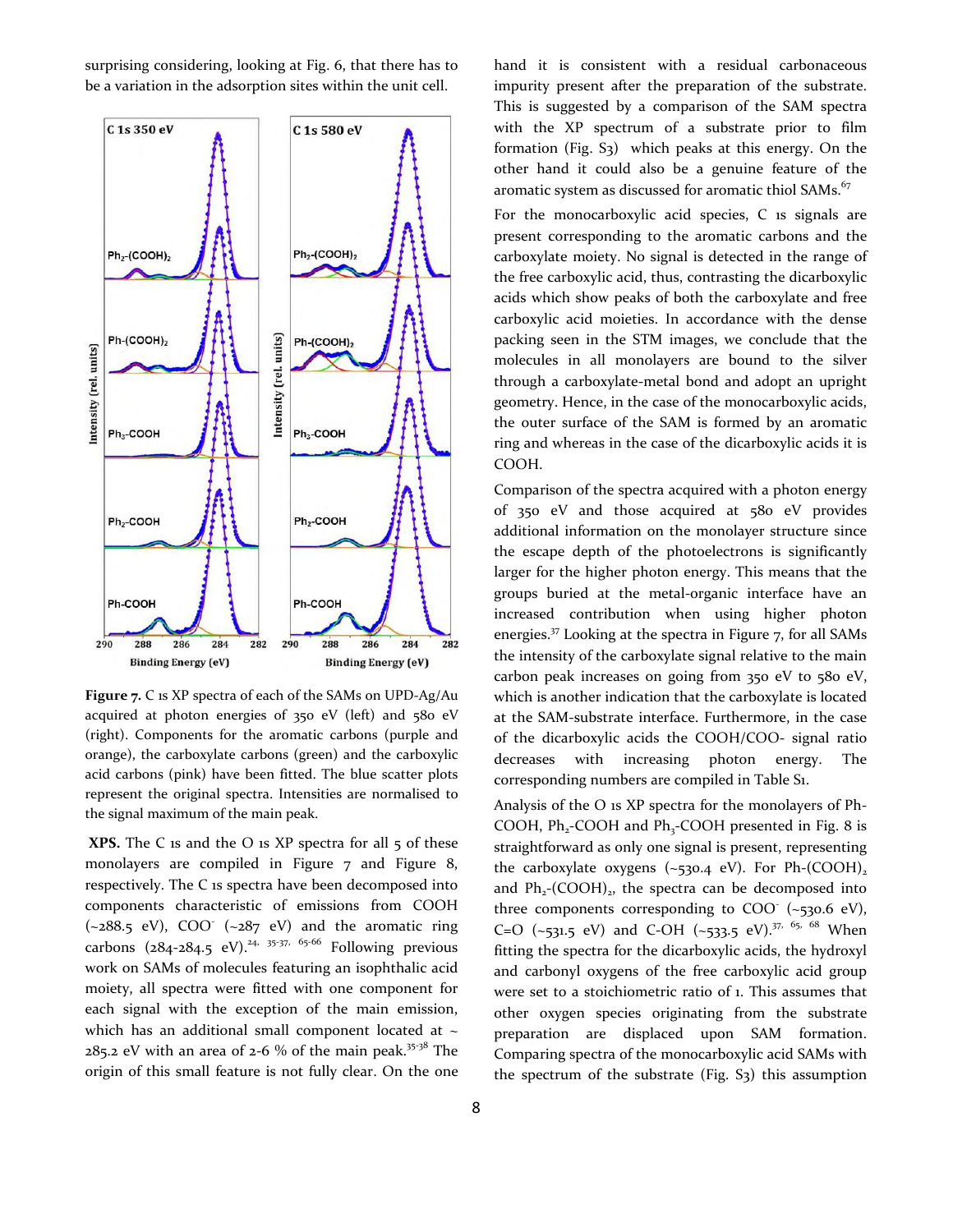surprising considering, looking at Fig. 6, that there has to be a variation in the adsorption sites within the unit cell.

**Figure 7.** C 1s XP spectra of each of the SAMs on UPD-Ag/Au acquired at photon energies of 350 eV (left) and 580 eV (right). Components for the aromatic carbons (purple and orange), the carboxylate carbons (green) and the carboxylic acid carbons (pink) have been fitted. The blue scatter plots represent the original spectra. Intensities are normalised to the signal maximum of the main peak.

**XPS.** The C 1s and the O 1s XP spectra for all 5 of these monolayers are compiled in Figure 7 and Figure 8, respectively. The C 1s spectra have been decomposed into components characteristic of emissions from COOH (~288.5 eV), $COO^-$ (~287 eV) and the aromatic ring carbons (284-284.5 eV).[24, 35-37, 65-66] Following previous work on SAMs of molecules featuring an isophthalic acid moiety, all spectra were fitted with one component for each signal with the exception of the main emission, which has an additional small component located at ~ 285.2 eV with an area of 2-6 % of the main peak.[35-38] The origin of this small feature is not fully clear. On the one hand it is consistent with a residual carbonaceous impurity present after the preparation of the substrate. This is suggested by a comparison of the SAM spectra with the XP spectrum of a substrate prior to film formation (Fig. S3) which peaks at this energy. On the other hand it could also be a genuine feature of the aromatic system as discussed for aromatic thiol SAMs.[67]

For the monocarboxylic acid species, C 1s signals are present corresponding to the aromatic carbons and the carboxylate moiety. No signal is detected in the range of the free carboxylic acid, thus, contrasting the dicarboxylic acids which show peaks of both the carboxylate and free carboxylic acid moieties. In accordance with the dense packing seen in the STM images, we conclude that the molecules in all monolayers are bound to the silver through a carboxylate-metal bond and adopt an upright geometry. Hence, in the case of the monocarboxylic acids, the outer surface of the SAM is formed by an aromatic ring and whereas in the case of the dicarboxylic acids it is COOH.

Comparison of the spectra acquired with a photon energy of 350 eV and those acquired at 580 eV provides additional information on the monolayer structure since the escape depth of the photoelectrons is significantly larger for the higher photon energy. This means that the groups buried at the metal-organic interface have an increased contribution when using higher photon energies.[37] Looking at the spectra in Figure 7, for all SAMs the intensity of the carboxylate signal relative to the main carbon peak increases on going from 350 eV to 580 eV, which is another indication that the carboxylate is located at the SAM-substrate interface. Furthermore, in the case of the dicarboxylic acids the COOH/COO- signal ratio decreases with increasing photon energy. The corresponding numbers are compiled in Table S1.

Analysis of the O 1s XP spectra for the monolayers of Ph-COOH, $Ph_2$-COOH and $Ph_3$-COOH presented in Fig. 8 is straightforward as only one signal is present, representing the carboxylate oxygens (~530.4 eV). For Ph-$(COOH)_2$ and $Ph_2$-$(COOH)_2$, the spectra can be decomposed into three components corresponding to $COO^-$ (~530.6 eV), C=O (~531.5 eV) and C-OH (~533.5 eV).[37, 65, 68] When fitting the spectra for the dicarboxylic acids, the hydroxyl and carbonyl oxygens of the free carboxylic acid group were set to a stoichiometric ratio of 1. This assumes that other oxygen species originating from the substrate preparation are displaced upon SAM formation. Comparing spectra of the monocarboxylic acid SAMs with the spectrum of the substrate (Fig. S3) this assumption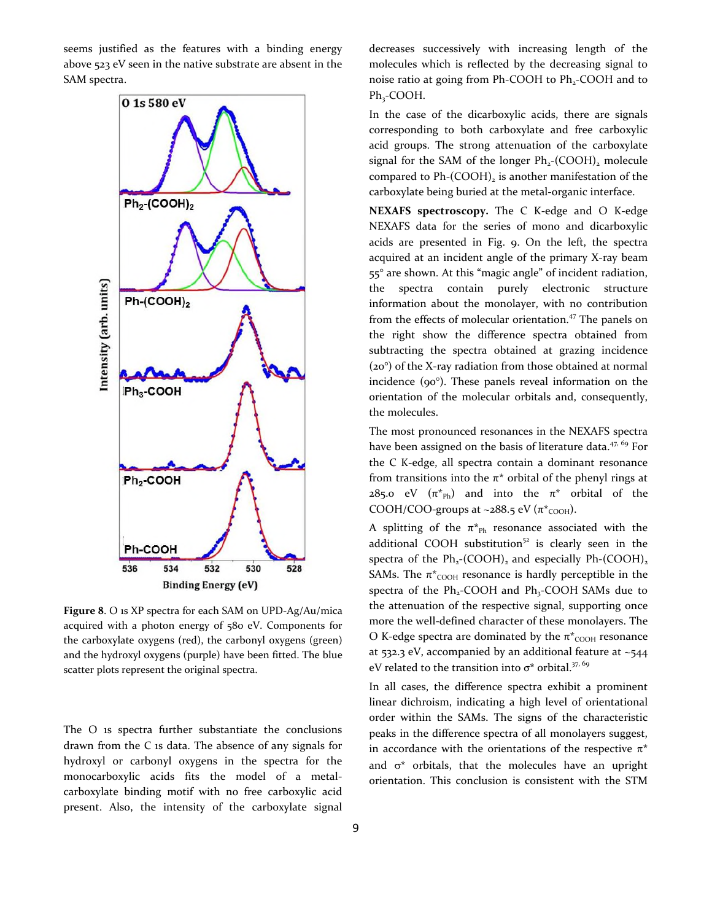seems justified as the features with a binding energy above 523 eV seen in the native substrate are absent in the SAM spectra.

**Figure 8**. O 1s XP spectra for each SAM on UPD-Ag/Au/mica acquired with a photon energy of 580 eV. Components for the carboxylate oxygens (red), the carbonyl oxygens (green) and the hydroxyl oxygens (purple) have been fitted. The blue scatter plots represent the original spectra.

The O 1s spectra further substantiate the conclusions drawn from the C 1s data. The absence of any signals for hydroxyl or carbonyl oxygens in the spectra for the monocarboxylic acids fits the model of a metal-carboxylate binding motif with no free carboxylic acid present. Also, the intensity of the carboxylate signal decreases successively with increasing length of the molecules which is reflected by the decreasing signal to noise ratio at going from Ph-COOH to $Ph_2$-COOH and to $Ph_3$-COOH.

In the case of the dicarboxylic acids, there are signals corresponding to both carboxylate and free carboxylic acid groups. The strong attenuation of the carboxylate signal for the SAM of the longer $Ph_2$-$(COOH)_2$ molecule compared to Ph-$(COOH)_2$ is another manifestation of the carboxylate being buried at the metal-organic interface.

**NEXAFS spectroscopy.** The C K-edge and O K-edge NEXAFS data for the series of mono and dicarboxylic acids are presented in Fig. 9. On the left, the spectra acquired at an incident angle of the primary X-ray beam 55° are shown. At this "magic angle" of incident radiation, the spectra contain purely electronic structure information about the monolayer, with no contribution from the effects of molecular orientation.[47] The panels on the right show the difference spectra obtained from subtracting the spectra obtained at grazing incidence (20°) of the X-ray radiation from those obtained at normal incidence (90°). These panels reveal information on the orientation of the molecular orbitals and, consequently, the molecules.

The most pronounced resonances in the NEXAFS spectra have been assigned on the basis of literature data.[47, 69] For the C K-edge, all spectra contain a dominant resonance from transitions into the π* orbital of the phenyl rings at 285.0 eV ($\pi^*_{Ph}$) and into the π* orbital of the COOH/COO-groups at ~288.5 eV ($\pi^*_{COOH}$).

A splitting of the $\pi^*_{Ph}$ resonance associated with the additional COOH substitution[52] is clearly seen in the spectra of the $Ph_2$-$(COOH)_2$ and especially Ph-$(COOH)_2$ SAMs. The $\pi^*_{COOH}$ resonance is hardly perceptible in the spectra of the $Ph_2$-COOH and $Ph_3$-COOH SAMs due to the attenuation of the respective signal, supporting once more the well-defined character of these monolayers. The O K-edge spectra are dominated by the $\pi^*_{COOH}$ resonance at 532.3 eV, accompanied by an additional feature at ~544 eV related to the transition into σ* orbital.[37, 69]

In all cases, the difference spectra exhibit a prominent linear dichroism, indicating a high level of orientational order within the SAMs. The signs of the characteristic peaks in the difference spectra of all monolayers suggest, in accordance with the orientations of the respective π* and σ* orbitals, that the molecules have an upright orientation. This conclusion is consistent with the STM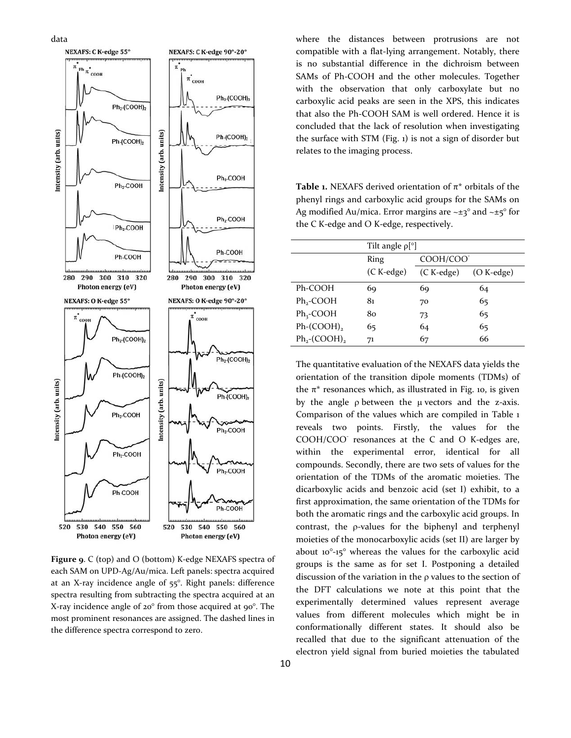data

**Figure 9**. C (top) and O (bottom) K-edge NEXAFS spectra of each SAM on UPD-Ag/Au/mica. Left panels: spectra acquired at an X-ray incidence angle of 55°. Right panels: difference spectra resulting from subtracting the spectra acquired at an X-ray incidence angle of 20° from those acquired at 90°. The most prominent resonances are assigned. The dashed lines in the difference spectra correspond to zero.

where the distances between protrusions are not compatible with a flat-lying arrangement. Notably, there is no substantial difference in the dichroism between SAMs of Ph-COOH and the other molecules. Together with the observation that only carboxylate but no carboxylic acid peaks are seen in the XPS, this indicates that also the Ph-COOH SAM is well ordered. Hence it is concluded that the lack of resolution when investigating the surface with STM (Fig. 1) is not a sign of disorder but relates to the imaging process.

**Table 1.** NEXAFS derived orientation of π* orbitals of the phenyl rings and carboxylic acid groups for the SAMs on Ag modified Au/mica. Error margins are ~±3° and ~±5° for the C K-edge and O K-edge, respectively.

| | Tilt angle ρ[°] | | |
|---|---|---|---|
| | Ring | $COOH/COO^-$ | |
| | (C K-edge) | (C K-edge) | (O K-edge) |
| Ph-COOH | 69 | 69 | 64 |
| $Ph_2$-COOH | 81 | 70 | 65 |
| $Ph_3$-COOH | 80 | 73 | 65 |
| Ph-$(COOH)_2$ | 65 | 64 | 65 |
| $Ph_2$-$(COOH)_2$ | 71 | 67 | 66 |

The quantitative evaluation of the NEXAFS data yields the orientation of the transition dipole moments (TDMs) of the π* resonances which, as illustrated in Fig. 10, is given by the angle ρ between the μ vectors and the z-axis. Comparison of the values which are compiled in Table 1 reveals two points. Firstly, the values for the $COOH/COO^-$ resonances at the C and O K-edges are, within the experimental error, identical for all compounds. Secondly, there are two sets of values for the orientation of the TDMs of the aromatic moieties. The dicarboxylic acids and benzoic acid (set I) exhibit, to a first approximation, the same orientation of the TDMs for both the aromatic rings and the carboxylic acid groups. In contrast, the ρ-values for the biphenyl and terphenyl moieties of the monocarboxylic acids (set II) are larger by about 10°-15° whereas the values for the carboxylic acid groups is the same as for set I. Postponing a detailed discussion of the variation in the ρ values to the section of the DFT calculations we note at this point that the experimentally determined values represent average values from different molecules which might be in conformationally different states. It should also be recalled that due to the significant attenuation of the electron yield signal from buried moieties the tabulated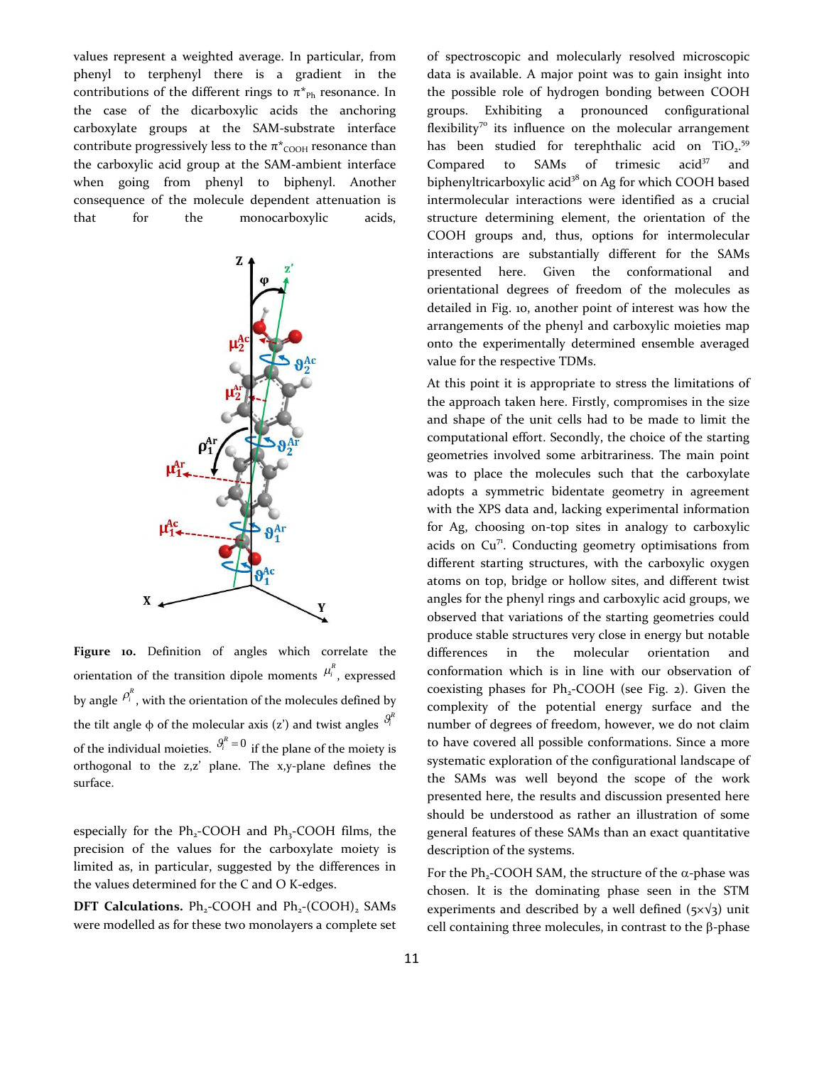values represent a weighted average. In particular, from phenyl to terphenyl there is a gradient in the contributions of the different rings to $\pi^*_{Ph}$ resonance. In the case of the dicarboxylic acids the anchoring carboxylate groups at the SAM-substrate interface contribute progressively less to the $\pi^*_{COOH}$ resonance than the carboxylic acid group at the SAM-ambient interface when going from phenyl to biphenyl. Another consequence of the molecule dependent attenuation is that for the monocarboxylic acids, especially for the $Ph_2$-COOH and $Ph_3$-COOH films, the precision of the values for the carboxylate moiety is limited as, in particular, suggested by the differences in the values determined for the C and O K-edges.

**Figure 10.** Definition of angles which correlate the orientation of the transition dipole moments $\mu_i^R$, expressed by angle $\rho_i^R$, with the orientation of the molecules defined by the tilt angle $\phi$ of the molecular axis (z') and twist angles $\vartheta_i^R$ of the individual moieties. $\vartheta_i^R = 0$ if the plane of the moiety is orthogonal to the z,z' plane. The x,y-plane defines the surface.

**DFT Calculations.** $Ph_2$-COOH and $Ph_2$-$(COOH)_2$ SAMs were modelled as for these two monolayers a complete set of spectroscopic and molecularly resolved microscopic data is available. A major point was to gain insight into the possible role of hydrogen bonding between COOH groups. Exhibiting a pronounced configurational flexibility[70] its influence on the molecular arrangement has been studied for terephthalic acid on $TiO_2$.[59] Compared to SAMs of trimesic acid[37] and biphenyltricarboxylic acid[38] on Ag for which COOH based intermolecular interactions were identified as a crucial structure determining element, the orientation of the COOH groups and, thus, options for intermolecular interactions are substantially different for the SAMs presented here. Given the conformational and orientational degrees of freedom of the molecules as detailed in Fig. 10, another point of interest was how the arrangements of the phenyl and carboxylic moieties map onto the experimentally determined ensemble averaged value for the respective TDMs.

At this point it is appropriate to stress the limitations of the approach taken here. Firstly, compromises in the size and shape of the unit cells had to be made to limit the computational effort. Secondly, the choice of the starting geometries involved some arbitrariness. The main point was to place the molecules such that the carboxylate adopts a symmetric bidentate geometry in agreement with the XPS data and, lacking experimental information for Ag, choosing on-top sites in analogy to carboxylic acids on Cu[71]. Conducting geometry optimisations from different starting structures, with the carboxylic oxygen atoms on top, bridge or hollow sites, and different twist angles for the phenyl rings and carboxylic acid groups, we observed that variations of the starting geometries could produce stable structures very close in energy but notable differences in the molecular orientation and conformation which is in line with our observation of coexisting phases for $Ph_2$-COOH (see Fig. 2). Given the complexity of the potential energy surface and the number of degrees of freedom, however, we do not claim to have covered all possible conformations. Since a more systematic exploration of the configurational landscape of the SAMs was well beyond the scope of the work presented here, the results and discussion presented here should be understood as rather an illustration of some general features of these SAMs than an exact quantitative description of the systems.

For the $Ph_2$-COOH SAM, the structure of the $\alpha$-phase was chosen. It is the dominating phase seen in the STM experiments and described by a well defined $(5\times\sqrt{3})$ unit cell containing three molecules, in contrast to the $\beta$-phase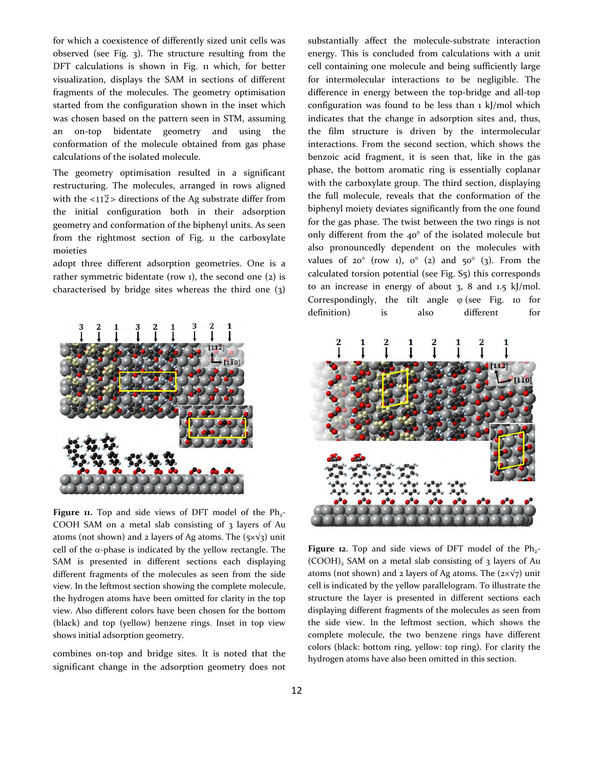for which a coexistence of differently sized unit cells was observed (see Fig. 3). The structure resulting from the DFT calculations is shown in Fig. 11 which, for better visualization, displays the SAM in sections of different fragments of the molecules. The geometry optimisation started from the configuration shown in the inset which was chosen based on the pattern seen in STM, assuming an on-top bidentate geometry and using the conformation of the molecule obtained from gas phase calculations of the isolated molecule.

The geometry optimisation resulted in a significant restructuring. The molecules, arranged in rows aligned with the <11$\bar{2}$> directions of the Ag substrate differ from the initial configuration both in their adsorption geometry and conformation of the biphenyl units. As seen from the rightmost section of Fig. 11 the carboxylate moieties adopt three different adsorption geometries. One is a rather symmetric bidentate (row 1), the second one (2) is characterised by bridge sites whereas the third one (3) combines on-top and bridge sites. It is noted that the significant change in the adsorption geometry does not substantially affect the molecule-substrate interaction energy. This is concluded from calculations with a unit cell containing one molecule and being sufficiently large for intermolecular interactions to be negligible. The difference in energy between the top-bridge and all-top configuration was found to be less than 1 kJ/mol which indicates that the change in adsorption sites and, thus, the film structure is driven by the intermolecular interactions. From the second section, which shows the benzoic acid fragment, it is seen that, like in the gas phase, the bottom aromatic ring is essentially coplanar with the carboxylate group. The third section, displaying the full molecule, reveals that the conformation of the biphenyl moiety deviates significantly from the one found for the gas phase. The twist between the two rings is not only different from the 40° of the isolated molecule but also pronouncedly dependent on the molecules with values of 20° (row 1), 0° (2) and 50° (3). From the calculated torsion potential (see Fig. S5) this corresponds to an increase in energy of about 3, 8 and 1.5 kJ/mol. Correspondingly, the tilt angle φ (see Fig. 10 for definition) is also different for

**Figure 11.** Top and side views of DFT model of the $Ph_2$-COOH SAM on a metal slab consisting of 3 layers of Au atoms (not shown) and 2 layers of Ag atoms. The (5×√3) unit cell of the α-phase is indicated by the yellow rectangle. The SAM is presented in different sections each displaying different fragments of the molecules as seen from the side view. In the leftmost section showing the complete molecule, the hydrogen atoms have been omitted for clarity in the top view. Also different colors have been chosen for the bottom (black) and top (yellow) benzene rings. Inset in top view shows initial adsorption geometry.

**Figure 12**. Top and side views of DFT model of the $Ph_2$-$(COOH)_2$ SAM on a metal slab consisting of 3 layers of Au atoms (not shown) and 2 layers of Ag atoms. The (2×√7) unit cell is indicated by the yellow parallelogram. To illustrate the structure the layer is presented in different sections each displaying different fragments of the molecules as seen from the side view. In the leftmost section, which shows the complete molecule, the two benzene rings have different colors (black: bottom ring, yellow: top ring). For clarity the hydrogen atoms have also been omitted in this section.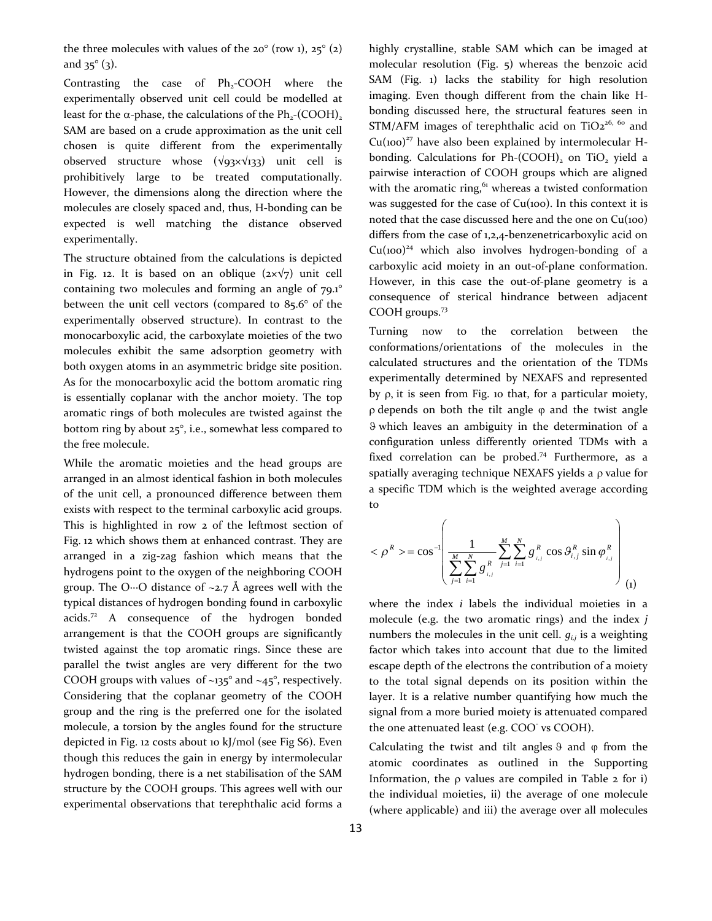the three molecules with values of the 20° (row 1), 25° (2) and 35° (3).

Contrasting the case of $Ph_2$-COOH where the experimentally observed unit cell could be modelled at least for the α-phase, the calculations of the $Ph_2$-$(COOH)_2$ SAM are based on a crude approximation as the unit cell chosen is quite different from the experimentally observed structure whose (√93×√133) unit cell is prohibitively large to be treated computationally. However, the dimensions along the direction where the molecules are closely spaced and, thus, H-bonding can be expected is well matching the distance observed experimentally.

The structure obtained from the calculations is depicted in Fig. 12. It is based on an oblique (2×√7) unit cell containing two molecules and forming an angle of 79.1° between the unit cell vectors (compared to 85.6° of the experimentally observed structure). In contrast to the monocarboxylic acid, the carboxylate moieties of the two molecules exhibit the same adsorption geometry with both oxygen atoms in an asymmetric bridge site position. As for the monocarboxylic acid the bottom aromatic ring is essentially coplanar with the anchor moiety. The top aromatic rings of both molecules are twisted against the bottom ring by about 25°, i.e., somewhat less compared to the free molecule.

While the aromatic moieties and the head groups are arranged in an almost identical fashion in both molecules of the unit cell, a pronounced difference between them exists with respect to the terminal carboxylic acid groups. This is highlighted in row 2 of the leftmost section of Fig. 12 which shows them at enhanced contrast. They are arranged in a zig-zag fashion which means that the hydrogens point to the oxygen of the neighboring COOH group. The O···O distance of ~2.7 Å agrees well with the typical distances of hydrogen bonding found in carboxylic acids.[72] A consequence of the hydrogen bonded arrangement is that the COOH groups are significantly twisted against the top aromatic rings. Since these are parallel the twist angles are very different for the two COOH groups with values of ~135° and ~45°, respectively. Considering that the coplanar geometry of the COOH group and the ring is the preferred one for the isolated molecule, a torsion by the angles found for the structure depicted in Fig. 12 costs about 10 kJ/mol (see Fig S6). Even though this reduces the gain in energy by intermolecular hydrogen bonding, there is a net stabilisation of the SAM structure by the COOH groups. This agrees well with our experimental observations that terephthalic acid forms a highly crystalline, stable SAM which can be imaged at molecular resolution (Fig. 5) whereas the benzoic acid SAM (Fig. 1) lacks the stability for high resolution imaging. Even though different from the chain like H-bonding discussed here, the structural features seen in STM/AFM images of terephthalic acid on $TiO_2$[26, 60] and Cu(100)[27] have also been explained by intermolecular H-bonding. Calculations for Ph-$(COOH)_2$ on $TiO_2$ yield a pairwise interaction of COOH groups which are aligned with the aromatic ring,[61] whereas a twisted conformation was suggested for the case of Cu(100). In this context it is noted that the case discussed here and the one on Cu(100) differs from the case of 1,2,4-benzenetricarboxylic acid on Cu(100)[24] which also involves hydrogen-bonding of a carboxylic acid moiety in an out-of-plane conformation. However, in this case the out-of-plane geometry is a consequence of sterical hindrance between adjacent COOH groups.[73]

Turning now to the correlation between the conformations/orientations of the molecules in the calculated structures and the orientation of the TDMs experimentally determined by NEXAFS and represented by ρ, it is seen from Fig. 10 that, for a particular moiety, ρ depends on both the tilt angle φ and the twist angle ϑ which leaves an ambiguity in the determination of a configuration unless differently oriented TDMs with a fixed correlation can be probed.[74] Furthermore, as a spatially averaging technique NEXAFS yields a ρ value for a specific TDM which is the weighted average according to

$$< \rho^R > = \cos^{-1}\left( \frac{1}{\sum_{j=1}^{M}\sum_{i=1}^{N} g_{i,j}^R} \sum_{j=1}^{M}\sum_{i=1}^{N} g_{i,j}^R \cos\vartheta_{i,j}^R \sin\varphi_{i,j}^R \right) \quad (1)$$

where the index $i$ labels the individual moieties in a molecule (e.g. the two aromatic rings) and the index $j$ numbers the molecules in the unit cell. $g_{i,j}$ is a weighting factor which takes into account that due to the limited escape depth of the electrons the contribution of a moiety to the total signal depends on its position within the layer. It is a relative number quantifying how much the signal from a more buried moiety is attenuated compared the one attenuated least (e.g. $COO^-$ vs COOH).

Calculating the twist and tilt angles ϑ and φ from the atomic coordinates as outlined in the Supporting Information, the ρ values are compiled in Table 2 for i) the individual moieties, ii) the average of one molecule (where applicable) and iii) the average over all molecules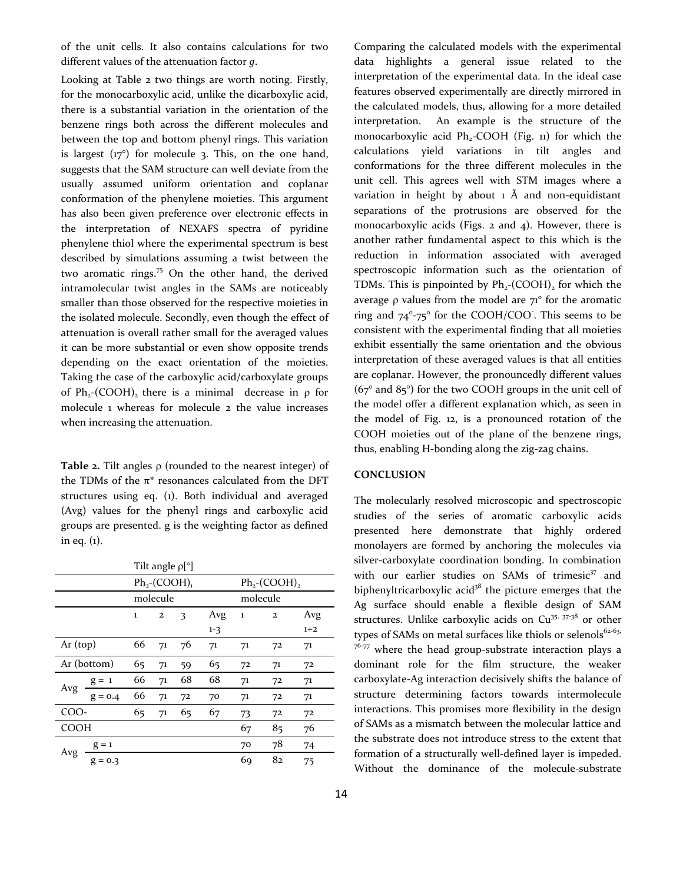of the unit cells. It also contains calculations for two different values of the attenuation factor *g*.

Looking at Table 2 two things are worth noting. Firstly, for the monocarboxylic acid, unlike the dicarboxylic acid, there is a substantial variation in the orientation of the benzene rings both across the different molecules and between the top and bottom phenyl rings. This variation is largest (17°) for molecule 3. This, on the one hand, suggests that the SAM structure can well deviate from the usually assumed uniform orientation and coplanar conformation of the phenylene moieties. This argument has also been given preference over electronic effects in the interpretation of NEXAFS spectra of pyridine phenylene thiol where the experimental spectrum is best described by simulations assuming a twist between the two aromatic rings.[75] On the other hand, the derived intramolecular twist angles in the SAMs are noticeably smaller than those observed for the respective moieties in the isolated molecule. Secondly, even though the effect of attenuation is overall rather small for the averaged values it can be more substantial or even show opposite trends depending on the exact orientation of the moieties. Taking the case of the carboxylic acid/carboxylate groups of $Ph_2$-$(COOH)_2$ there is a minimal decrease in ρ for molecule 1 whereas for molecule 2 the value increases when increasing the attenuation.

**Table 2.** Tilt angles ρ (rounded to the nearest integer) of the TDMs of the π* resonances calculated from the DFT structures using eq. (1). Both individual and averaged (Avg) values for the phenyl rings and carboxylic acid groups are presented. g is the weighting factor as defined in eq. (1).

| | | Tilt angle ρ[°] | | | | | | |
|---|---|---|---|---|---|---|---|---|
| | | $Ph_2$-$(COOH)_1$ | | | | $Ph_2$-$(COOH)_2$ | | |
| | | molecule | | | | molecule | | |
| | | 1 | 2 | 3 | Avg 1-3 | 1 | 2 | Avg 1+2 |
| Ar (top) | | 66 | 71 | 76 | 71 | 71 | 72 | 71 |
| Ar (bottom) | | 65 | 71 | 59 | 65 | 72 | 71 | 72 |
| Avg | g = 1 | 66 | 71 | 68 | 68 | 71 | 72 | 71 |
| | g = 0.4 | 66 | 71 | 72 | 70 | 71 | 72 | 71 |
| COO- | | 65 | 71 | 65 | 67 | 73 | 72 | 72 |
| COOH | | | | | | 67 | 85 | 76 |
| Avg | g = 1 | | | | | 70 | 78 | 74 |
| | g = 0.3 | | | | | 69 | 82 | 75 |

Comparing the calculated models with the experimental data highlights a general issue related to the interpretation of the experimental data. In the ideal case features observed experimentally are directly mirrored in the calculated models, thus, allowing for a more detailed interpretation. An example is the structure of the monocarboxylic acid $Ph_2$-COOH (Fig. 11) for which the calculations yield variations in tilt angles and conformations for the three different molecules in the unit cell. This agrees well with STM images where a variation in height by about 1 Å and non-equidistant separations of the protrusions are observed for the monocarboxylic acids (Figs. 2 and 4). However, there is another rather fundamental aspect to this which is the reduction in information associated with averaged spectroscopic information such as the orientation of TDMs. This is pinpointed by $Ph_2$-$(COOH)_2$ for which the average ρ values from the model are 71° for the aromatic ring and 74°-75° for the COOH/$COO^-$. This seems to be consistent with the experimental finding that all moieties exhibit essentially the same orientation and the obvious interpretation of these averaged values is that all entities are coplanar. However, the pronouncedly different values (67° and 85°) for the two COOH groups in the unit cell of the model offer a different explanation which, as seen in the model of Fig. 12, is a pronounced rotation of the COOH moieties out of the plane of the benzene rings, thus, enabling H-bonding along the zig-zag chains.

## CONCLUSION

The molecularly resolved microscopic and spectroscopic studies of the series of aromatic carboxylic acids presented here demonstrate that highly ordered monolayers are formed by anchoring the molecules via silver-carboxylate coordination bonding. In combination with our earlier studies on SAMs of trimesic[37] and biphenyltricarboxylic acid[38] the picture emerges that the Ag surface should enable a flexible design of SAM structures. Unlike carboxylic acids on Cu[35, 37-38] or other types of SAMs on metal surfaces like thiols or selenols[62-63, 76-77] where the head group-substrate interaction plays a dominant role for the film structure, the weaker carboxylate-Ag interaction decisively shifts the balance of structure determining factors towards intermolecule interactions. This promises more flexibility in the design of SAMs as a mismatch between the molecular lattice and the substrate does not introduce stress to the extent that formation of a structurally well-defined layer is impeded. Without the dominance of the molecule-substrate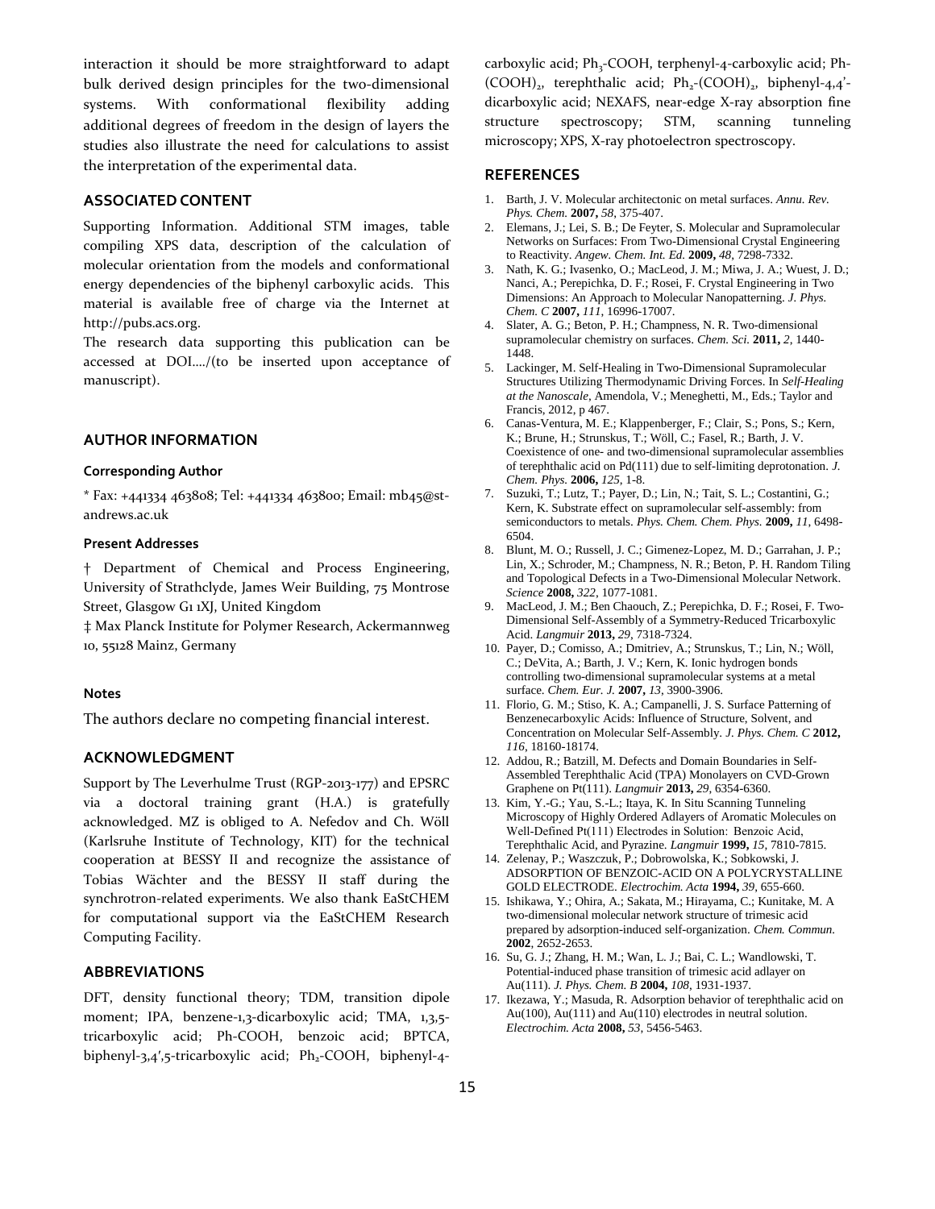interaction it should be more straightforward to adapt bulk derived design principles for the two-dimensional systems. With conformational flexibility adding additional degrees of freedom in the design of layers the studies also illustrate the need for calculations to assist the interpretation of the experimental data.

## ASSOCIATED CONTENT

Supporting Information. Additional STM images, table compiling XPS data, description of the calculation of molecular orientation from the models and conformational energy dependencies of the biphenyl carboxylic acids. This material is available free of charge via the Internet at http://pubs.acs.org.

The research data supporting this publication can be accessed at DOI…./(to be inserted upon acceptance of manuscript).

## AUTHOR INFORMATION

### Corresponding Author

* Fax: +441334 463808; Tel: +441334 463800; Email: mb45@st-andrews.ac.uk

### Present Addresses

† Department of Chemical and Process Engineering, University of Strathclyde, James Weir Building, 75 Montrose Street, Glasgow G1 1XJ, United Kingdom

‡ Max Planck Institute for Polymer Research, Ackermannweg 10, 55128 Mainz, Germany

### Notes

The authors declare no competing financial interest.

## ACKNOWLEDGMENT

Support by The Leverhulme Trust (RGP-2013-177) and EPSRC via a doctoral training grant (H.A.) is gratefully acknowledged. MZ is obliged to A. Nefedov and Ch. Wöll (Karlsruhe Institute of Technology, KIT) for the technical cooperation at BESSY II and recognize the assistance of Tobias Wächter and the BESSY II staff during the synchrotron-related experiments. We also thank EaStCHEM for computational support via the EaStCHEM Research Computing Facility.

## ABBREVIATIONS

DFT, density functional theory; TDM, transition dipole moment; IPA, benzene-1,3-dicarboxylic acid; TMA, 1,3,5-tricarboxylic acid; Ph-COOH, benzoic acid; BPTCA, biphenyl-3,4′,5-tricarboxylic acid; $Ph_2$-COOH, biphenyl-4-carboxylic acid; $Ph_3$-COOH, terphenyl-4-carboxylic acid; Ph-$(COOH)_2$, terephthalic acid; $Ph_2$-$(COOH)_2$, biphenyl-4,4'-dicarboxylic acid; NEXAFS, near-edge X-ray absorption fine structure spectroscopy; STM, scanning tunneling microscopy; XPS, X-ray photoelectron spectroscopy.

## REFERENCES

1. Barth, J. V. Molecular architectonic on metal surfaces. *Annu. Rev. Phys. Chem.* **2007,** *58*, 375-407.
2. Elemans, J.; Lei, S. B.; De Feyter, S. Molecular and Supramolecular Networks on Surfaces: From Two-Dimensional Crystal Engineering to Reactivity. *Angew. Chem. Int. Ed.* **2009,** *48*, 7298-7332.
3. Nath, K. G.; Ivasenko, O.; MacLeod, J. M.; Miwa, J. A.; Wuest, J. D.; Nanci, A.; Perepichka, D. F.; Rosei, F. Crystal Engineering in Two Dimensions: An Approach to Molecular Nanopatterning. *J. Phys. Chem. C* **2007,** *111*, 16996-17007.
4. Slater, A. G.; Beton, P. H.; Champness, N. R. Two-dimensional supramolecular chemistry on surfaces. *Chem. Sci.* **2011,** *2*, 1440-1448.
5. Lackinger, M. Self-Healing in Two-Dimensional Supramolecular Structures Utilizing Thermodynamic Driving Forces. In *Self-Healing at the Nanoscale*, Amendola, V.; Meneghetti, M., Eds.; Taylor and Francis, 2012, p 467.
6. Canas-Ventura, M. E.; Klappenberger, F.; Clair, S.; Pons, S.; Kern, K.; Brune, H.; Strunskus, T.; Wöll, C.; Fasel, R.; Barth, J. V. Coexistence of one- and two-dimensional supramolecular assemblies of terephthalic acid on Pd(111) due to self-limiting deprotonation. *J. Chem. Phys.* **2006,** *125*, 1-8.
7. Suzuki, T.; Lutz, T.; Payer, D.; Lin, N.; Tait, S. L.; Costantini, G.; Kern, K. Substrate effect on supramolecular self-assembly: from semiconductors to metals. *Phys. Chem. Chem. Phys.* **2009,** *11*, 6498-6504.
8. Blunt, M. O.; Russell, J. C.; Gimenez-Lopez, M. D.; Garrahan, J. P.; Lin, X.; Schroder, M.; Champness, N. R.; Beton, P. H. Random Tiling and Topological Defects in a Two-Dimensional Molecular Network. *Science* **2008,** *322*, 1077-1081.
9. MacLeod, J. M.; Ben Chaouch, Z.; Perepichka, D. F.; Rosei, F. Two-Dimensional Self-Assembly of a Symmetry-Reduced Tricarboxylic Acid. *Langmuir* **2013,** *29*, 7318-7324.
10. Payer, D.; Comisso, A.; Dmitriev, A.; Strunskus, T.; Lin, N.; Wöll, C.; DeVita, A.; Barth, J. V.; Kern, K. Ionic hydrogen bonds controlling two-dimensional supramolecular systems at a metal surface. *Chem. Eur. J.* **2007,** *13*, 3900-3906.
11. Florio, G. M.; Stiso, K. A.; Campanelli, J. S. Surface Patterning of Benzenecarboxylic Acids: Influence of Structure, Solvent, and Concentration on Molecular Self-Assembly. *J. Phys. Chem. C* **2012,** *116*, 18160-18174.
12. Addou, R.; Batzill, M. Defects and Domain Boundaries in Self-Assembled Terephthalic Acid (TPA) Monolayers on CVD-Grown Graphene on Pt(111). *Langmuir* **2013,** *29*, 6354-6360.
13. Kim, Y.-G.; Yau, S.-L.; Itaya, K. In Situ Scanning Tunneling Microscopy of Highly Ordered Adlayers of Aromatic Molecules on Well-Defined Pt(111) Electrodes in Solution: Benzoic Acid, Terephthalic Acid, and Pyrazine. *Langmuir* **1999,** *15*, 7810-7815.
14. Zelenay, P.; Waszczuk, P.; Dobrowolska, K.; Sobkowski, J. ADSORPTION OF BENZOIC-ACID ON A POLYCRYSTALLINE GOLD ELECTRODE. *Electrochim. Acta* **1994,** *39*, 655-660.
15. Ishikawa, Y.; Ohira, A.; Sakata, M.; Hirayama, C.; Kunitake, M. A two-dimensional molecular network structure of trimesic acid prepared by adsorption-induced self-organization. *Chem. Commun.* **2002**, 2652-2653.
16. Su, G. J.; Zhang, H. M.; Wan, L. J.; Bai, C. L.; Wandlowski, T. Potential-induced phase transition of trimesic acid adlayer on Au(111). *J. Phys. Chem. B* **2004,** *108*, 1931-1937.
17. Ikezawa, Y.; Masuda, R. Adsorption behavior of terephthalic acid on Au(100), Au(111) and Au(110) electrodes in neutral solution. *Electrochim. Acta* **2008,** *53*, 5456-5463.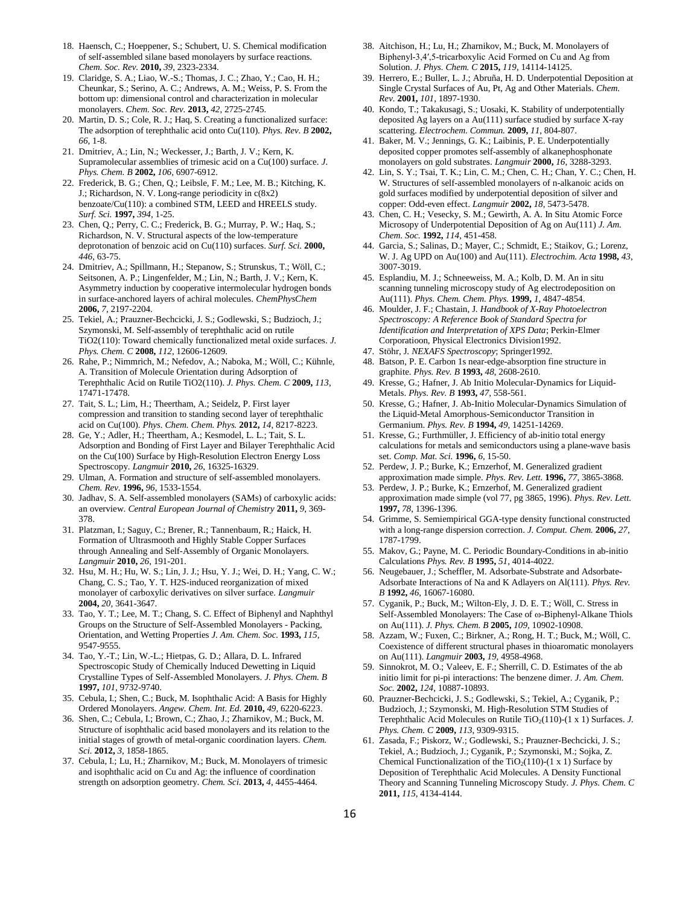18. Haensch, C.; Hoeppener, S.; Schubert, U. S. Chemical modification of self-assembled silane based monolayers by surface reactions. *Chem. Soc. Rev.* **2010,** *39*, 2323-2334.
19. Claridge, S. A.; Liao, W.-S.; Thomas, J. C.; Zhao, Y.; Cao, H. H.; Cheunkar, S.; Serino, A. C.; Andrews, A. M.; Weiss, P. S. From the bottom up: dimensional control and characterization in molecular monolayers. *Chem. Soc. Rev.* **2013,** *42*, 2725-2745.
20. Martin, D. S.; Cole, R. J.; Haq, S. Creating a functionalized surface: The adsorption of terephthalic acid onto Cu(110). *Phys. Rev. B* **2002,** *66*, 1-8.
21. Dmitriev, A.; Lin, N.; Weckesser, J.; Barth, J. V.; Kern, K. Supramolecular assemblies of trimesic acid on a Cu(100) surface. *J. Phys. Chem. B* **2002,** *106*, 6907-6912.
22. Frederick, B. G.; Chen, Q.; Leibsle, F. M.; Lee, M. B.; Kitching, K. J.; Richardson, N. V. Long-range periodicity in c(8x2) benzoate/Cu(110): a combined STM, LEED and HREELS study. *Surf. Sci.* **1997,** *394*, 1-25.
23. Chen, Q.; Perry, C. C.; Frederick, B. G.; Murray, P. W.; Haq, S.; Richardson, N. V. Structural aspects of the low-temperature deprotonation of benzoic acid on Cu(110) surfaces. *Surf. Sci.* **2000,** *446*, 63-75.
24. Dmitriev, A.; Spillmann, H.; Stepanow, S.; Strunskus, T.; Wöll, C.; Seitsonen, A. P.; Lingenfelder, M.; Lin, N.; Barth, J. V.; Kern, K. Asymmetry induction by cooperative intermolecular hydrogen bonds in surface-anchored layers of achiral molecules. *ChemPhysChem* **2006,** *7*, 2197-2204.
25. Tekiel, A.; Prauzner-Bechcicki, J. S.; Godlewski, S.; Budzioch, J.; Szymonski, M. Self-assembly of terephthalic acid on rutile TiO2(110): Toward chemically functionalized metal oxide surfaces. *J. Phys. Chem. C* **2008,** *112*, 12606-12609.
26. Rahe, P.; Nimmrich, M.; Nefedov, A.; Naboka, M.; Wöll, C.; Kühnle, A. Transition of Molecule Orientation during Adsorption of Terephthalic Acid on Rutile TiO2(110). *J. Phys. Chem. C* **2009,** *113*, 17471-17478.
27. Tait, S. L.; Lim, H.; Theertham, A.; Seidelz, P. First layer compression and transition to standing second layer of terephthalic acid on Cu(100). *Phys. Chem. Chem. Phys.* **2012,** *14*, 8217-8223.
28. Ge, Y.; Adler, H.; Theertham, A.; Kesmodel, L. L.; Tait, S. L. Adsorption and Bonding of First Layer and Bilayer Terephthalic Acid on the Cu(100) Surface by High-Resolution Electron Energy Loss Spectroscopy. *Langmuir* **2010,** *26*, 16325-16329.
29. Ulman, A. Formation and structure of self-assembled monolayers. *Chem. Rev.* **1996,** *96*, 1533-1554.
30. Jadhav, S. A. Self-assembled monolayers (SAMs) of carboxylic acids: an overview. *Central European Journal of Chemistry* **2011,** *9*, 369-378.
31. Platzman, I.; Saguy, C.; Brener, R.; Tannenbaum, R.; Haick, H. Formation of Ultrasmooth and Highly Stable Copper Surfaces through Annealing and Self-Assembly of Organic Monolayers. *Langmuir* **2010,** *26*, 191-201.
32. Hsu, M. H.; Hu, W. S.; Lin, J. J.; Hsu, Y. J.; Wei, D. H.; Yang, C. W.; Chang, C. S.; Tao, Y. T. H2S-induced reorganization of mixed monolayer of carboxylic derivatives on silver surface. *Langmuir* **2004,** *20*, 3641-3647.
33. Tao, Y. T.; Lee, M. T.; Chang, S. C. Effect of Biphenyl and Naphthyl Groups on the Structure of Self-Assembled Monolayers - Packing, Orientation, and Wetting Properties *J. Am. Chem. Soc.* **1993,** *115*, 9547-9555.
34. Tao, Y.-T.; Lin, W.-L.; Hietpas, G. D.; Allara, D. L. Infrared Spectroscopic Study of Chemically lnduced Dewetting in Liquid Crystalline Types of Self-Assembled Monolayers. *J. Phys. Chem. B* **1997,** *101*, 9732-9740.
35. Cebula, I.; Shen, C.; Buck, M. Isophthalic Acid: A Basis for Highly Ordered Monolayers. *Angew. Chem. Int. Ed.* **2010,** *49*, 6220-6223.
36. Shen, C.; Cebula, I.; Brown, C.; Zhao, J.; Zharnikov, M.; Buck, M. Structure of isophthalic acid based monolayers and its relation to the initial stages of growth of metal-organic coordination layers. *Chem. Sci.* **2012,** *3*, 1858-1865.
37. Cebula, I.; Lu, H.; Zharnikov, M.; Buck, M. Monolayers of trimesic and isophthalic acid on Cu and Ag: the influence of coordination strength on adsorption geometry. *Chem. Sci.* **2013,** *4*, 4455-4464.
38. Aitchison, H.; Lu, H.; Zharnikov, M.; Buck, M. Monolayers of Biphenyl-3,4′,5-tricarboxylic Acid Formed on Cu and Ag from Solution. *J. Phys. Chem. C* **2015,** *119*, 14114-14125.
39. Herrero, E.; Buller, L. J.; Abruña, H. D. Underpotential Deposition at Single Crystal Surfaces of Au, Pt, Ag and Other Materials. *Chem. Rev.* **2001,** *101*, 1897-1930.
40. Kondo, T.; Takakusagi, S.; Uosaki, K. Stability of underpotentially deposited Ag layers on a Au(111) surface studied by surface X-ray scattering. *Electrochem. Commun.* **2009,** *11*, 804-807.
41. Baker, M. V.; Jennings, G. K.; Laibinis, P. E. Underpotentially deposited copper promotes self-assembly of alkanephosphonate monolayers on gold substrates. *Langmuir* **2000,** *16*, 3288-3293.
42. Lin, S. Y.; Tsai, T. K.; Lin, C. M.; Chen, C. H.; Chan, Y. C.; Chen, H. W. Structures of self-assembled monolayers of n-alkanoic acids on gold surfaces modified by underpotential deposition of silver and copper: Odd-even effect. *Langmuir* **2002,** *18*, 5473-5478.
43. Chen, C. H.; Vesecky, S. M.; Gewirth, A. A. In Situ Atomic Force Microsopy of Underpotential Deposition of Ag on Au(111) *J. Am. Chem. Soc.* **1992,** *114*, 451-458.
44. Garcia, S.; Salinas, D.; Mayer, C.; Schmidt, E.; Staikov, G.; Lorenz, W. J. Ag UPD on Au(100) and Au(111). *Electrochim. Acta* **1998,** *43*, 3007-3019.
45. Esplandiu, M. J.; Schneeweiss, M. A.; Kolb, D. M. An in situ scanning tunneling microscopy study of Ag electrodeposition on Au(111). *Phys. Chem. Chem. Phys.* **1999,** *1*, 4847-4854.
46. Moulder, J. F.; Chastain, J. *Handbook of X-Ray Photoelectron Spectroscopy: A Reference Book of Standard Spectra for Identification and Interpretation of XPS Data*; Perkin-Elmer Corporatioon, Physical Electronics Division1992.
47. Stöhr, J. *NEXAFS Spectroscopy*; Springer1992.
48. Batson, P. E. Carbon 1s near-edge-absorption fine structure in graphite. *Phys. Rev. B* **1993,** *48*, 2608-2610.
49. Kresse, G.; Hafner, J. Ab Initio Molecular-Dynamics for Liquid-Metals. *Phys. Rev. B* **1993,** *47*, 558-561.
50. Kresse, G.; Hafner, J. Ab-Initio Molecular-Dynamics Simulation of the Liquid-Metal Amorphous-Semiconductor Transition in Germanium. *Phys. Rev. B* **1994,** *49*, 14251-14269.
51. Kresse, G.; Furthmüller, J. Efficiency of ab-initio total energy calculations for metals and semiconductors using a plane-wave basis set. *Comp. Mat. Sci.* **1996,** *6*, 15-50.
52. Perdew, J. P.; Burke, K.; Ernzerhof, M. Generalized gradient approximation made simple. *Phys. Rev. Lett.* **1996,** *77*, 3865-3868.
53. Perdew, J. P.; Burke, K.; Ernzerhof, M. Generalized gradient approximation made simple (vol 77, pg 3865, 1996). *Phys. Rev. Lett.* **1997,** *78*, 1396-1396.
54. Grimme, S. Semiempirical GGA-type density functional constructed with a long-range dispersion correction. *J. Comput. Chem.* **2006,** *27*, 1787-1799.
55. Makov, G.; Payne, M. C. Periodic Boundary-Conditions in ab-initio Calculations *Phys. Rev. B* **1995,** *51*, 4014-4022.
56. Neugebauer, J.; Scheffler, M. Adsorbate-Substrate and Adsorbate-Adsorbate Interactions of Na and K Adlayers on Al(111). *Phys. Rev. B* **1992,** *46*, 16067-16080.
57. Cyganik, P.; Buck, M.; Wilton-Ely, J. D. E. T.; Wöll, C. Stress in Self-Assembled Monolayers: The Case of ω-Biphenyl-Alkane Thiols on Au(111). *J. Phys. Chem. B* **2005,** *109*, 10902-10908.
58. Azzam, W.; Fuxen, C.; Birkner, A.; Rong, H. T.; Buck, M.; Wöll, C. Coexistence of different structural phases in thioaromatic monolayers on Au(111). *Langmuir* **2003,** *19*, 4958-4968.
59. Sinnokrot, M. O.; Valeev, E. F.; Sherrill, C. D. Estimates of the ab initio limit for pi-pi interactions: The benzene dimer. *J. Am. Chem. Soc.* **2002,** *124*, 10887-10893.
60. Prauzner-Bechcicki, J. S.; Godlewski, S.; Tekiel, A.; Cyganik, P.; Budzioch, J.; Szymonski, M. High-Resolution STM Studies of Terephthalic Acid Molecules on Rutile $TiO_2$(110)-(1 x 1) Surfaces. *J. Phys. Chem. C* **2009,** *113*, 9309-9315.
61. Zasada, F.; Piskorz, W.; Godlewski, S.; Prauzner-Bechcicki, J. S.; Tekiel, A.; Budzioch, J.; Cyganik, P.; Szymonski, M.; Sojka, Z. Chemical Functionalization of the $TiO_2$(110)-(1 x 1) Surface by Deposition of Terephthalic Acid Molecules. A Density Functional Theory and Scanning Tunneling Microscopy Study. *J. Phys. Chem. C* **2011,** *115*, 4134-4144.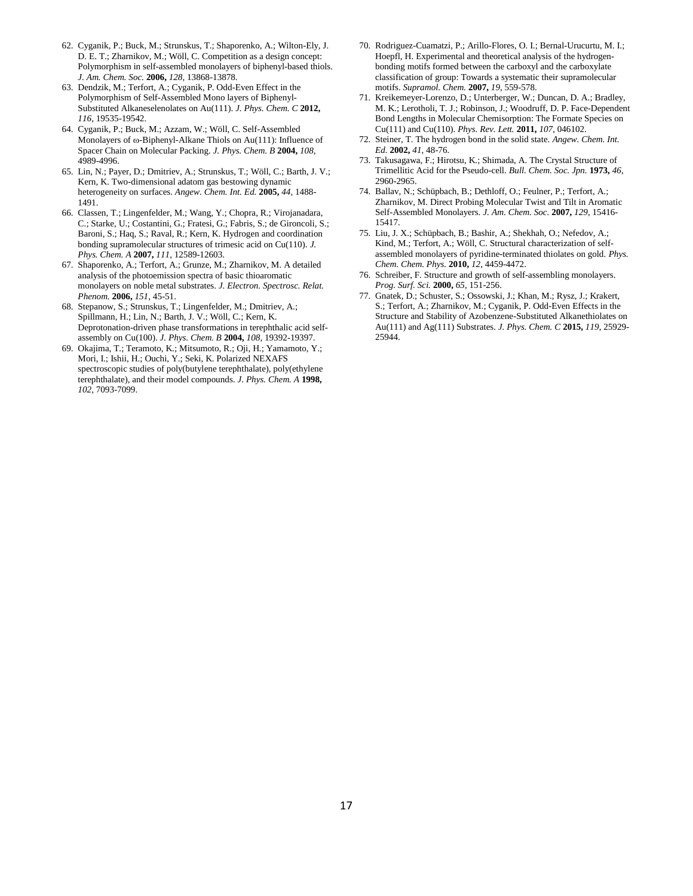62. Cyganik, P.; Buck, M.; Strunskus, T.; Shaporenko, A.; Wilton-Ely, J. D. E. T.; Zharnikov, M.; Wöll, C. Competition as a design concept: Polymorphism in self-assembled monolayers of biphenyl-based thiols. *J. Am. Chem. Soc.* **2006,** *128*, 13868-13878.
63. Dendzik, M.; Terfort, A.; Cyganik, P. Odd-Even Effect in the Polymorphism of Self-Assembled Mono layers of Biphenyl-Substituted Alkaneselenolates on Au(111). *J. Phys. Chem. C* **2012,** *116*, 19535-19542.
64. Cyganik, P.; Buck, M.; Azzam, W.; Wöll, C. Self-Assembled Monolayers of ω-Biphenyl-Alkane Thiols on Au(111): Influence of Spacer Chain on Molecular Packing. *J. Phys. Chem. B* **2004,** *108*, 4989-4996.
65. Lin, N.; Payer, D.; Dmitriev, A.; Strunskus, T.; Wöll, C.; Barth, J. V.; Kern, K. Two-dimensional adatom gas bestowing dynamic heterogeneity on surfaces. *Angew. Chem. Int. Ed.* **2005,** *44*, 1488-1491.
66. Classen, T.; Lingenfelder, M.; Wang, Y.; Chopra, R.; Virojanadara, C.; Starke, U.; Costantini, G.; Fratesi, G.; Fabris, S.; de Gironcoli, S.; Baroni, S.; Haq, S.; Raval, R.; Kern, K. Hydrogen and coordination bonding supramolecular structures of trimesic acid on Cu(110). *J. Phys. Chem. A* **2007,** *111*, 12589-12603.
67. Shaporenko, A.; Terfort, A.; Grunze, M.; Zharnikov, M. A detailed analysis of the photoemission spectra of basic thioaromatic monolayers on noble metal substrates. *J. Electron. Spectrosc. Relat. Phenom.* **2006,** *151*, 45-51.
68. Stepanow, S.; Strunskus, T.; Lingenfelder, M.; Dmitriev, A.; Spillmann, H.; Lin, N.; Barth, J. V.; Wöll, C.; Kern, K. Deprotonation-driven phase transformations in terephthalic acid self-assembly on Cu(100). *J. Phys. Chem. B* **2004,** *108*, 19392-19397.
69. Okajima, T.; Teramoto, K.; Mitsumoto, R.; Oji, H.; Yamamoto, Y.; Mori, I.; Ishii, H.; Ouchi, Y.; Seki, K. Polarized NEXAFS spectroscopic studies of poly(butylene terephthalate), poly(ethylene terephthalate), and their model compounds. *J. Phys. Chem. A* **1998,** *102*, 7093-7099.
70. Rodriguez-Cuamatzi, P.; Arillo-Flores, O. I.; Bernal-Urucurtu, M. I.; Hoepfl, H. Experimental and theoretical analysis of the hydrogen-bonding motifs formed between the carboxyl and the carboxylate classification of group: Towards a systematic their supramolecular motifs. *Supramol. Chem.* **2007,** *19*, 559-578.
71. Kreikemeyer-Lorenzo, D.; Unterberger, W.; Duncan, D. A.; Bradley, M. K.; Lerotholi, T. J.; Robinson, J.; Woodruff, D. P. Face-Dependent Bond Lengths in Molecular Chemisorption: The Formate Species on Cu(111) and Cu(110). *Phys. Rev. Lett.* **2011,** *107*, 046102.
72. Steiner, T. The hydrogen bond in the solid state. *Angew. Chem. Int. Ed.* **2002,** *41*, 48-76.
73. Takusagawa, F.; Hirotsu, K.; Shimada, A. The Crystal Structure of Trimellitic Acid for the Pseudo-cell. *Bull. Chem. Soc. Jpn.* **1973,** *46*, 2960-2965.
74. Ballav, N.; Schüpbach, B.; Dethloff, O.; Feulner, P.; Terfort, A.; Zharnikov, M. Direct Probing Molecular Twist and Tilt in Aromatic Self-Assembled Monolayers. *J. Am. Chem. Soc.* **2007,** *129*, 15416-15417.
75. Liu, J. X.; Schüpbach, B.; Bashir, A.; Shekhah, O.; Nefedov, A.; Kind, M.; Terfort, A.; Wöll, C. Structural characterization of self-assembled monolayers of pyridine-terminated thiolates on gold. *Phys. Chem. Chem. Phys.* **2010,** *12*, 4459-4472.
76. Schreiber, F. Structure and growth of self-assembling monolayers. *Prog. Surf. Sci.* **2000,** *65*, 151-256.
77. Gnatek, D.; Schuster, S.; Ossowski, J.; Khan, M.; Rysz, J.; Krakert, S.; Terfort, A.; Zharnikov, M.; Cyganik, P. Odd-Even Effects in the Structure and Stability of Azobenzene-Substituted Alkanethiolates on Au(111) and Ag(111) Substrates. *J. Phys. Chem. C* **2015,** *119*, 25929-25944.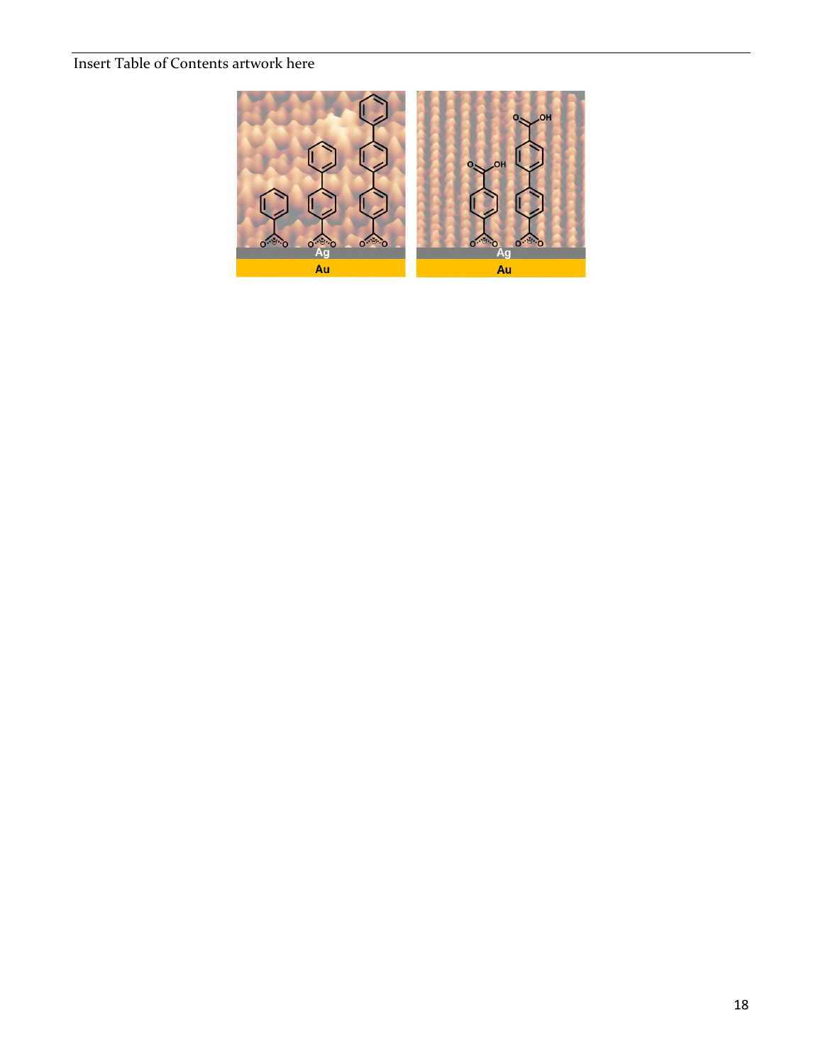Insert Table of Contents artwork here